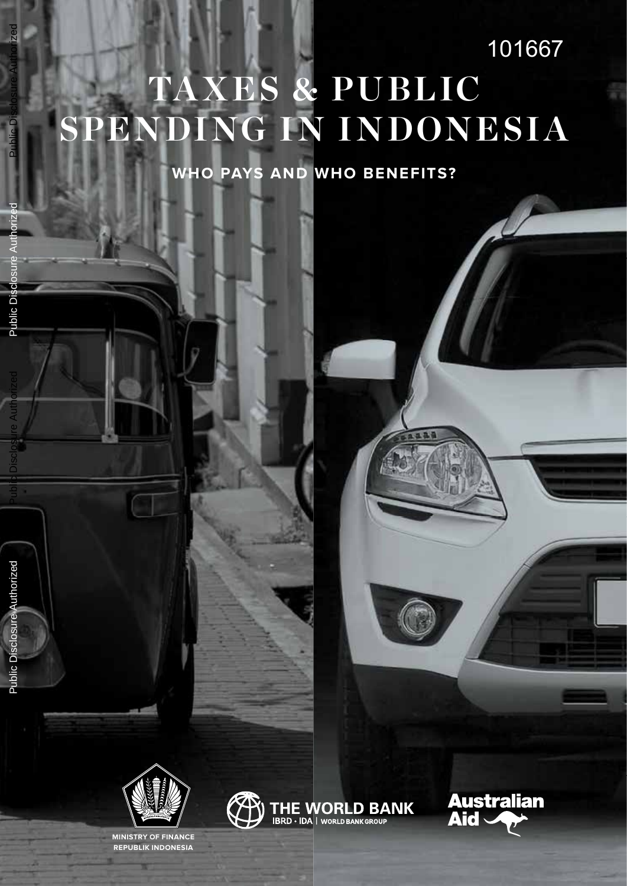101667

# TAXES & PUBLIC SPENDING IN INDONESIA

**WHO PAYS AND WHO BENEFITS?**

MINISTRY OF FINANCE
REPUBLIK INDONESIA

THE WORLD BANK
IBRD · IDA | WORLD BANK GROUP

Australian Aid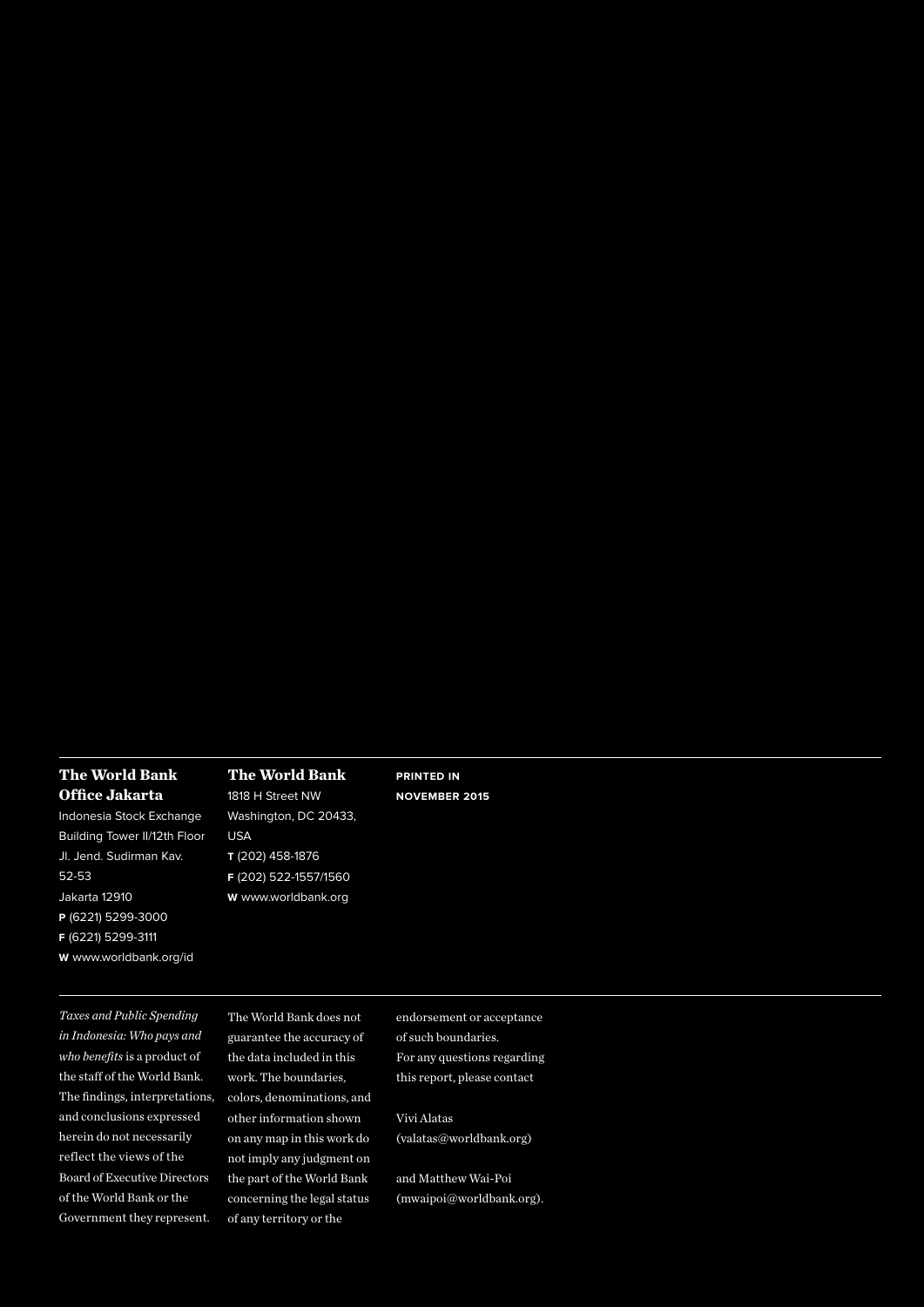**The World Bank Office Jakarta**
Indonesia Stock Exchange Building Tower II/12th Floor
Jl. Jend. Sudirman Kav. 52-53
Jakarta 12910
**P** (6221) 5299-3000
**F** (6221) 5299-3111
**W** www.worldbank.org/id

**The World Bank**
1818 H Street NW
Washington, DC 20433, USA
**T** (202) 458-1876
**F** (202) 522-1557/1560
**W** www.worldbank.org

**PRINTED IN NOVEMBER 2015**

---

*Taxes and Public Spending in Indonesia: Who pays and who benefits* is a product of the staff of the World Bank. The findings, interpretations, and conclusions expressed herein do not necessarily reflect the views of the Board of Executive Directors of the World Bank or the Government they represent.

The World Bank does not guarantee the accuracy of the data included in this work. The boundaries, colors, denominations, and other information shown on any map in this work do not imply any judgment on the part of the World Bank concerning the legal status of any territory or the endorsement or acceptance of such boundaries.

For any questions regarding this report, please contact

Vivi Alatas (valatas@worldbank.org)

and Matthew Wai-Poi (mwaipoi@worldbank.org).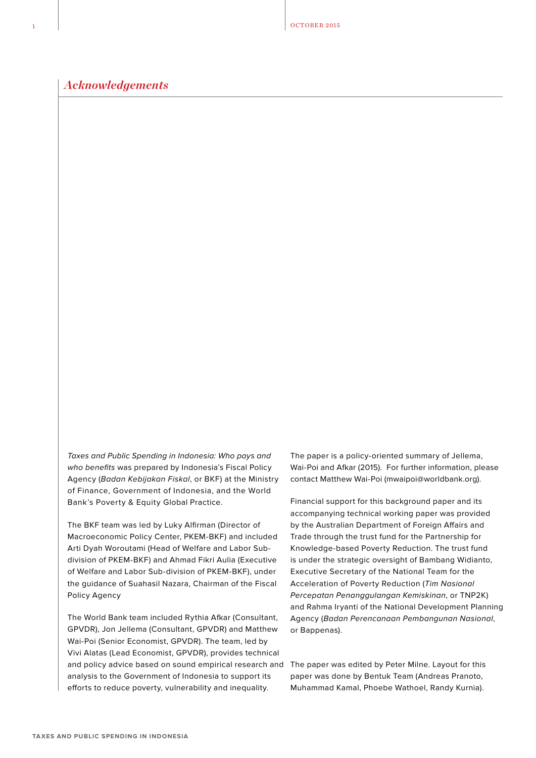# *Acknowledgements*

*Taxes and Public Spending in Indonesia: Who pays and who benefits* was prepared by Indonesia's Fiscal Policy Agency (*Badan Kebijakan Fiskal*, or BKF) at the Ministry of Finance, Government of Indonesia, and the World Bank's Poverty & Equity Global Practice.

The BKF team was led by Luky Alfirman (Director of Macroeconomic Policy Center, PKEM-BKF) and included Arti Dyah Woroutami (Head of Welfare and Labor Sub-division of PKEM-BKF) and Ahmad Fikri Aulia (Executive of Welfare and Labor Sub-division of PKEM-BKF), under the guidance of Suahasil Nazara, Chairman of the Fiscal Policy Agency

The World Bank team included Rythia Afkar (Consultant, GPVDR), Jon Jellema (Consultant, GPVDR) and Matthew Wai-Poi (Senior Economist, GPVDR). The team, led by Vivi Alatas (Lead Economist, GPVDR), provides technical and policy advice based on sound empirical research and analysis to the Government of Indonesia to support its efforts to reduce poverty, vulnerability and inequality.

The paper is a policy-oriented summary of Jellema, Wai-Poi and Afkar (2015). For further information, please contact Matthew Wai-Poi (mwaipoi@worldbank.org).

Financial support for this background paper and its accompanying technical working paper was provided by the Australian Department of Foreign Affairs and Trade through the trust fund for the Partnership for Knowledge-based Poverty Reduction. The trust fund is under the strategic oversight of Bambang Widianto, Executive Secretary of the National Team for the Acceleration of Poverty Reduction (*Tim Nasional Percepatan Penanggulangan Kemiskinan*, or TNP2K) and Rahma Iryanti of the National Development Planning Agency (*Badan Perencanaan Pembangunan Nasional*, or Bappenas).

The paper was edited by Peter Milne. Layout for this paper was done by Bentuk Team (Andreas Pranoto, Muhammad Kamal, Phoebe Wathoel, Randy Kurnia).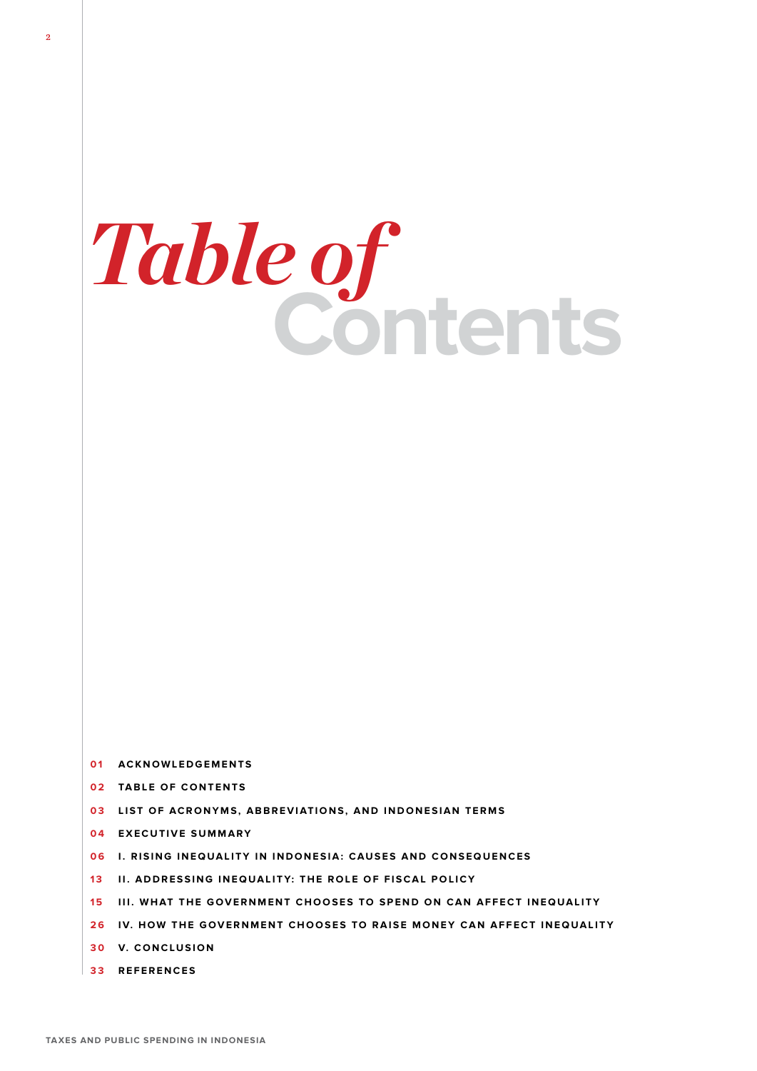# *Table of* Contents

- 01 ACKNOWLEDGEMENTS
- 02 TABLE OF CONTENTS
- 03 LIST OF ACRONYMS, ABBREVIATIONS, AND INDONESIAN TERMS
- 04 EXECUTIVE SUMMARY
- 06 I. RISING INEQUALITY IN INDONESIA: CAUSES AND CONSEQUENCES
- 13 II. ADDRESSING INEQUALITY: THE ROLE OF FISCAL POLICY
- 15 III. WHAT THE GOVERNMENT CHOOSES TO SPEND ON CAN AFFECT INEQUALITY
- 26 IV. HOW THE GOVERNMENT CHOOSES TO RAISE MONEY CAN AFFECT INEQUALITY
- 30 V. CONCLUSION
- 33 REFERENCES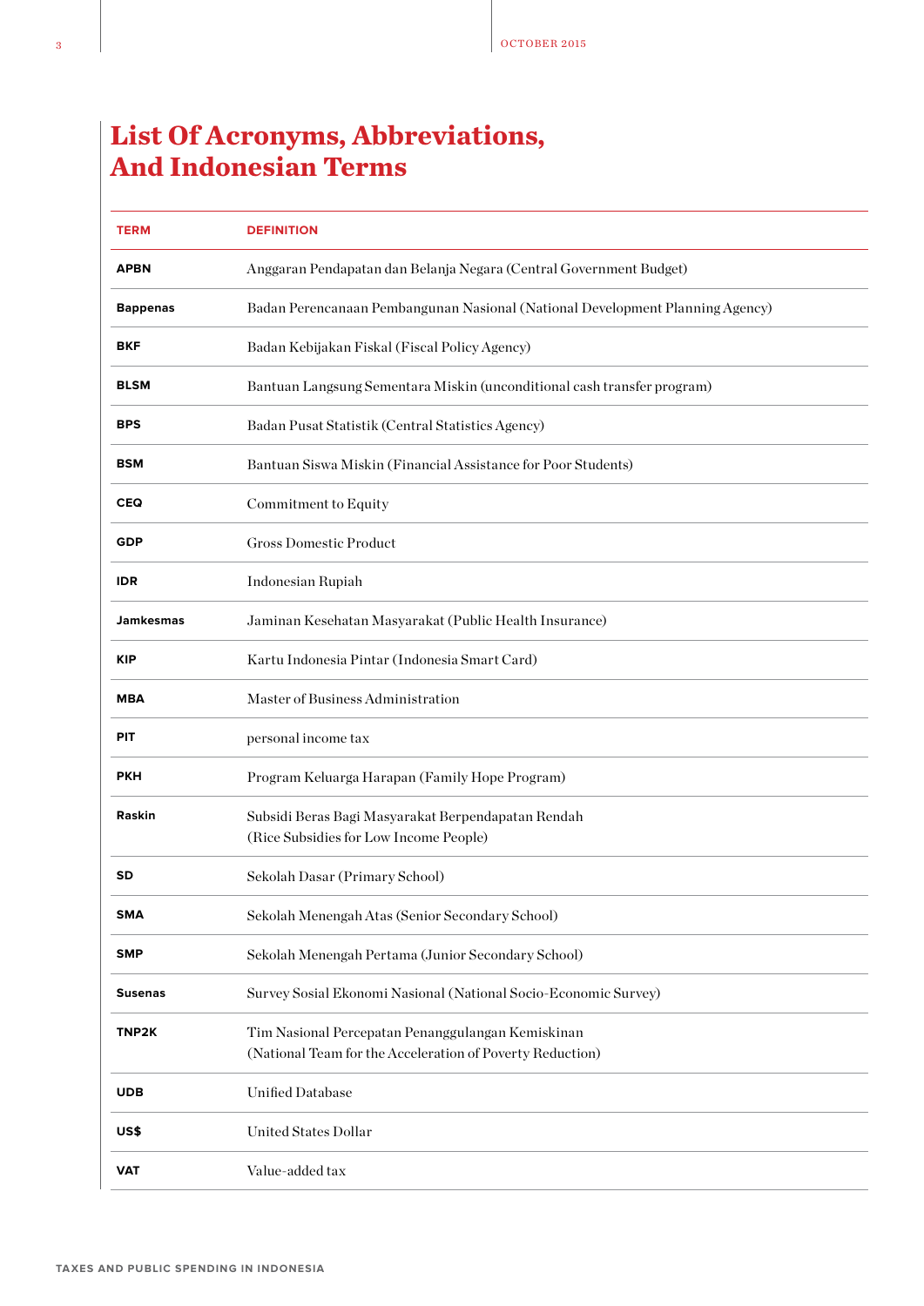# List Of Acronyms, Abbreviations, And Indonesian Terms

| TERM | DEFINITION |
|---|---|
| **APBN** | Anggaran Pendapatan dan Belanja Negara (Central Government Budget) |
| **Bappenas** | Badan Perencanaan Pembangunan Nasional (National Development Planning Agency) |
| **BKF** | Badan Kebijakan Fiskal (Fiscal Policy Agency) |
| **BLSM** | Bantuan Langsung Sementara Miskin (unconditional cash transfer program) |
| **BPS** | Badan Pusat Statistik (Central Statistics Agency) |
| **BSM** | Bantuan Siswa Miskin (Financial Assistance for Poor Students) |
| **CEQ** | Commitment to Equity |
| **GDP** | Gross Domestic Product |
| **IDR** | Indonesian Rupiah |
| **Jamkesmas** | Jaminan Kesehatan Masyarakat (Public Health Insurance) |
| **KIP** | Kartu Indonesia Pintar (Indonesia Smart Card) |
| **MBA** | Master of Business Administration |
| **PIT** | personal income tax |
| **PKH** | Program Keluarga Harapan (Family Hope Program) |
| **Raskin** | Subsidi Beras Bagi Masyarakat Berpendapatan Rendah (Rice Subsidies for Low Income People) |
| **SD** | Sekolah Dasar (Primary School) |
| **SMA** | Sekolah Menengah Atas (Senior Secondary School) |
| **SMP** | Sekolah Menengah Pertama (Junior Secondary School) |
| **Susenas** | Survey Sosial Ekonomi Nasional (National Socio-Economic Survey) |
| **TNP2K** | Tim Nasional Percepatan Penanggulangan Kemiskinan (National Team for the Acceleration of Poverty Reduction) |
| **UDB** | Unified Database |
| **US$** | United States Dollar |
| **VAT** | Value-added tax |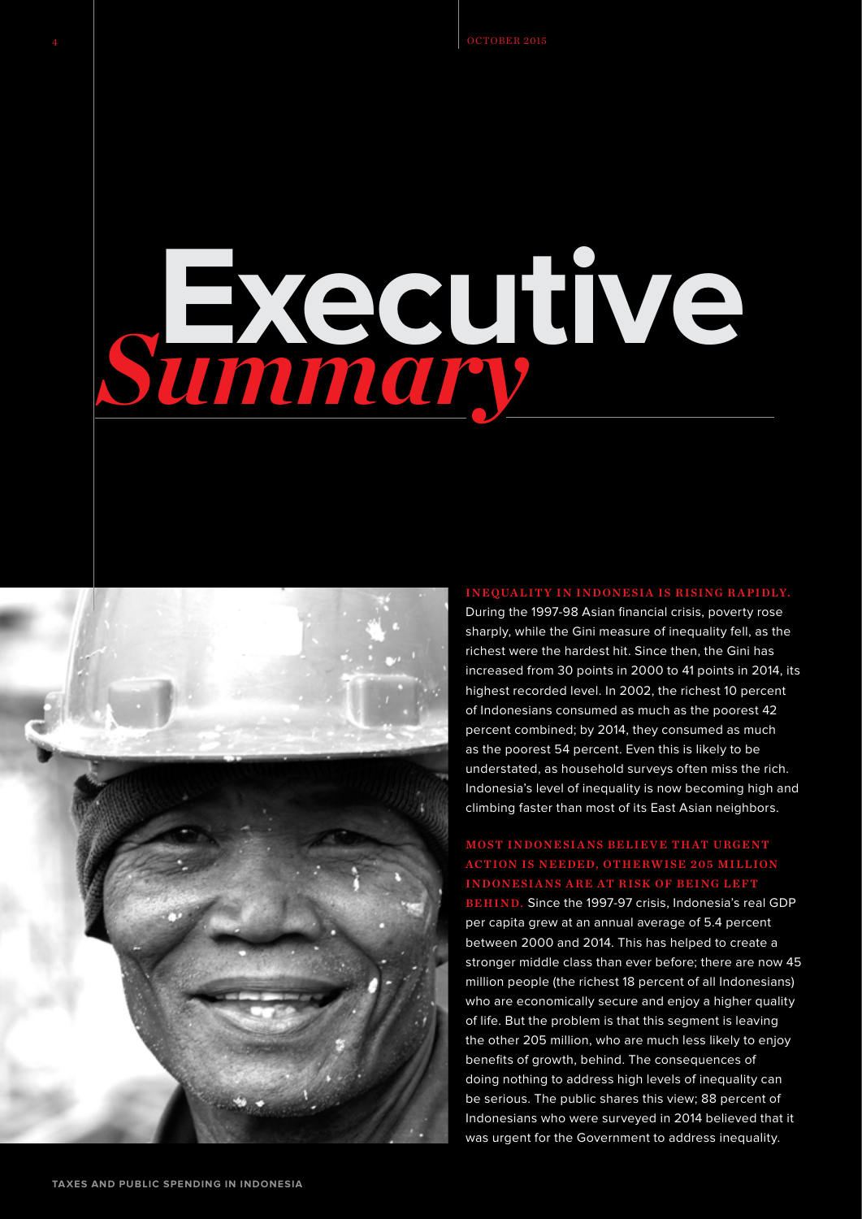# Executive *Summary*

**INEQUALITY IN INDONESIA IS RISING RAPIDLY.** During the 1997-98 Asian financial crisis, poverty rose sharply, while the Gini measure of inequality fell, as the richest were the hardest hit. Since then, the Gini has increased from 30 points in 2000 to 41 points in 2014, its highest recorded level. In 2002, the richest 10 percent of Indonesians consumed as much as the poorest 42 percent combined; by 2014, they consumed as much as the poorest 54 percent. Even this is likely to be understated, as household surveys often miss the rich. Indonesia's level of inequality is now becoming high and climbing faster than most of its East Asian neighbors.

**MOST INDONESIANS BELIEVE THAT URGENT ACTION IS NEEDED, OTHERWISE 205 MILLION INDONESIANS ARE AT RISK OF BEING LEFT BEHIND.** Since the 1997-97 crisis, Indonesia's real GDP per capita grew at an annual average of 5.4 percent between 2000 and 2014. This has helped to create a stronger middle class than ever before; there are now 45 million people (the richest 18 percent of all Indonesians) who are economically secure and enjoy a higher quality of life. But the problem is that this segment is leaving the other 205 million, who are much less likely to enjoy benefits of growth, behind. The consequences of doing nothing to address high levels of inequality can be serious. The public shares this view; 88 percent of Indonesians who were surveyed in 2014 believed that it was urgent for the Government to address inequality.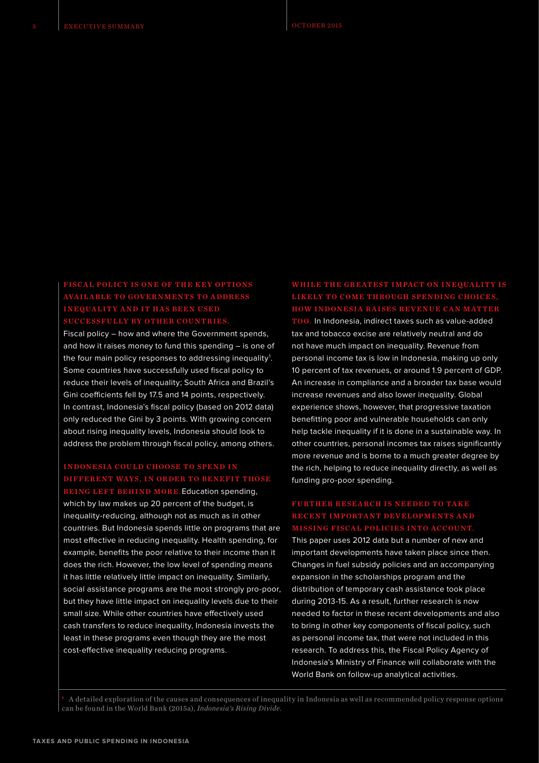**FISCAL POLICY IS ONE OF THE KEY OPTIONS AVAILABLE TO GOVERNMENTS TO ADDRESS INEQUALITY AND IT HAS BEEN USED SUCCESSFULLY BY OTHER COUNTRIES.**

Fiscal policy – how and where the Government spends, and how it raises money to fund this spending – is one of the four main policy responses to addressing inequality[1]. Some countries have successfully used fiscal policy to reduce their levels of inequality; South Africa and Brazil's Gini coefficients fell by 17.5 and 14 points, respectively. In contrast, Indonesia's fiscal policy (based on 2012 data) only reduced the Gini by 3 points. With growing concern about rising inequality levels, Indonesia should look to address the problem through fiscal policy, among others.

**INDONESIA COULD CHOOSE TO SPEND IN DIFFERENT WAYS, IN ORDER TO BENEFIT THOSE BEING LEFT BEHIND MORE.** Education spending, which by law makes up 20 percent of the budget, is inequality-reducing, although not as much as in other countries. But Indonesia spends little on programs that are most effective in reducing inequality. Health spending, for example, benefits the poor relative to their income than it does the rich. However, the low level of spending means it has little relatively little impact on inequality. Similarly, social assistance programs are the most strongly pro-poor, but they have little impact on inequality levels due to their small size. While other countries have effectively used cash transfers to reduce inequality, Indonesia invests the least in these programs even though they are the most cost-effective inequality reducing programs.

**WHILE THE GREATEST IMPACT ON INEQUALITY IS LIKELY TO COME THROUGH SPENDING CHOICES, HOW INDONESIA RAISES REVENUE CAN MATTER TOO.** In Indonesia, indirect taxes such as value-added tax and tobacco excise are relatively neutral and do not have much impact on inequality. Revenue from personal income tax is low in Indonesia, making up only 10 percent of tax revenues, or around 1.9 percent of GDP. An increase in compliance and a broader tax base would increase revenues and also lower inequality. Global experience shows, however, that progressive taxation benefitting poor and vulnerable households can only help tackle inequality if it is done in a sustainable way. In other countries, personal incomes tax raises significantly more revenue and is borne to a much greater degree by the rich, helping to reduce inequality directly, as well as funding pro-poor spending.

**FURTHER RESEARCH IS NEEDED TO TAKE RECENT IMPORTANT DEVELOPMENTS AND MISSING FISCAL POLICIES INTO ACCOUNT.**

This paper uses 2012 data but a number of new and important developments have taken place since then. Changes in fuel subsidy policies and an accompanying expansion in the scholarships program and the distribution of temporary cash assistance took place during 2013-15. As a result, further research is now needed to factor in these recent developments and also to bring in other key components of fiscal policy, such as personal income tax, that were not included in this research. To address this, the Fiscal Policy Agency of Indonesia's Ministry of Finance will collaborate with the World Bank on follow-up analytical activities.

[1] A detailed exploration of the causes and consequences of inequality in Indonesia as well as recommended policy response options can be found in the World Bank (2015a), *Indonesia's Rising Divide*.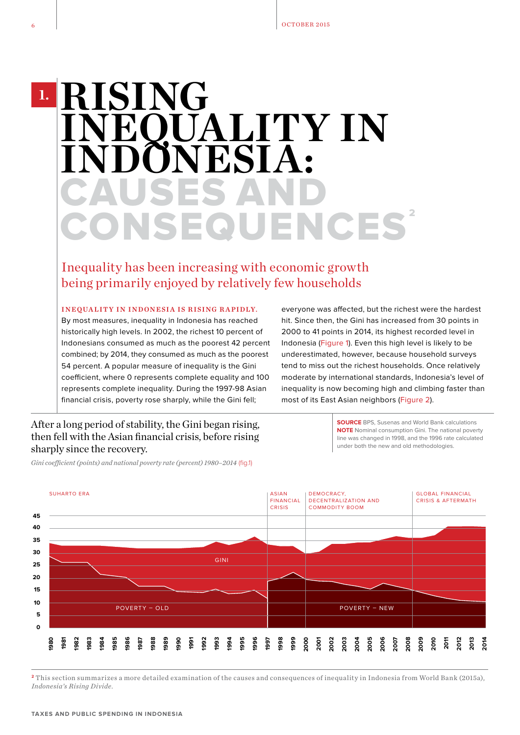# 1. RISING INEQUALITY IN INDONESIA: CAUSES AND CONSEQUENCES[2]

## Inequality has been increasing with economic growth being primarily enjoyed by relatively few households

**INEQUALITY IN INDONESIA IS RISING RAPIDLY.** By most measures, inequality in Indonesia has reached historically high levels. In 2002, the richest 10 percent of Indonesians consumed as much as the poorest 42 percent combined; by 2014, they consumed as much as the poorest 54 percent. A popular measure of inequality is the Gini coefficient, where 0 represents complete equality and 100 represents complete inequality. During the 1997-98 Asian financial crisis, poverty rose sharply, while the Gini fell; everyone was affected, but the richest were the hardest hit. Since then, the Gini has increased from 30 points in 2000 to 41 points in 2014, its highest recorded level in Indonesia (Figure 1). Even this high level is likely to be underestimated, however, because household surveys tend to miss out the richest households. Once relatively moderate by international standards, Indonesia's level of inequality is now becoming high and climbing faster than most of its East Asian neighbors (Figure 2).

After a long period of stability, the Gini began rising, then fell with the Asian financial crisis, before rising sharply since the recovery.

*Gini coefficient (points) and national poverty rate (percent) 1980–2014* (fig.1)

**SOURCE** BPS, Susenas and World Bank calculations
**NOTE** Nominal consumption Gini. The national poverty line was changed in 1998, and the 1996 rate calculated under both the new and old methodologies.

SUHARTO ERA | ASIAN FINANCIAL CRISIS | DEMOCRACY, DECENTRALIZATION AND COMMODITY BOOM | GLOBAL FINANCIAL CRISIS & AFTERMATH

GINI — POVERTY – OLD — POVERTY – NEW

[2] This section summarizes a more detailed examination of the causes and consequences of inequality in Indonesia from World Bank (2015a), *Indonesia's Rising Divide.*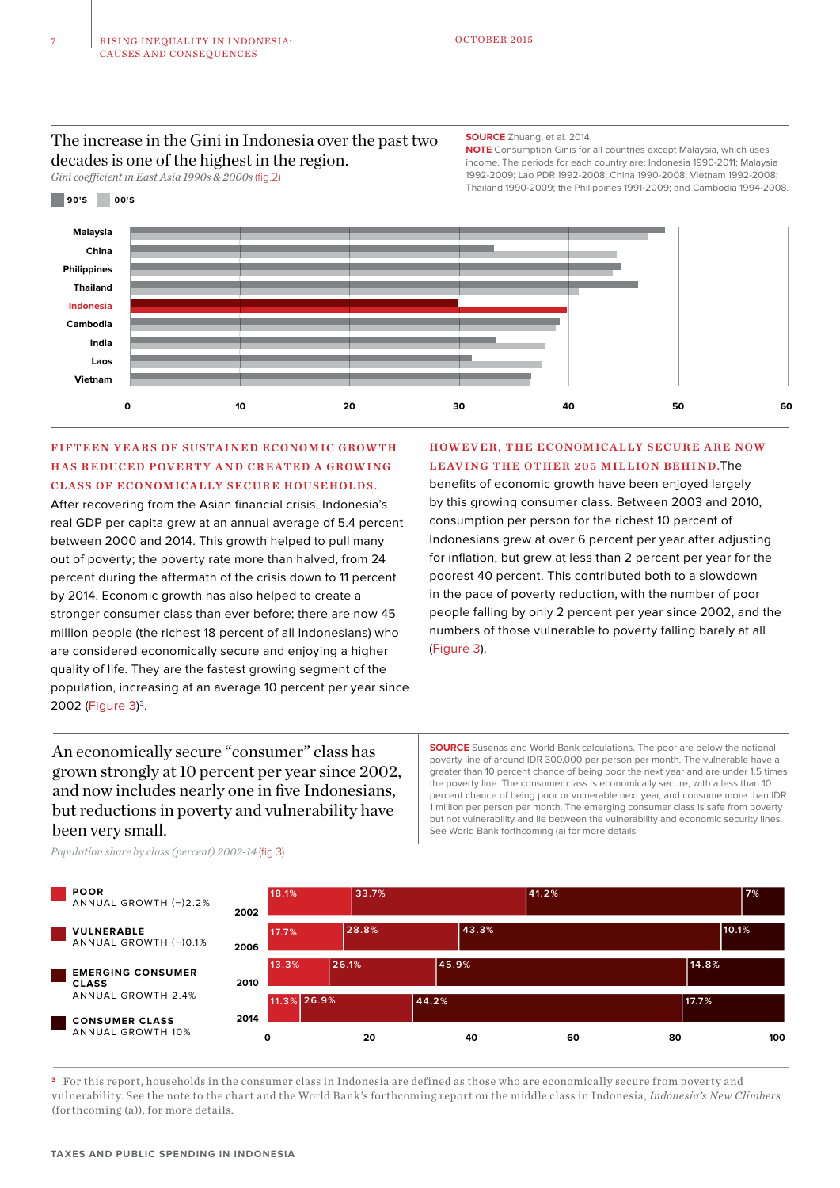## The increase in the Gini in Indonesia over the past two decades is one of the highest in the region.

*Gini coefficient in East Asia 1990s & 2000s* (fig.2)

**SOURCE** Zhuang, et al. 2014.
**NOTE** Consumption Ginis for all countries except Malaysia, which uses income. The periods for each country are: Indonesia 1990-2011; Malaysia 1992-2009; Lao PDR 1992-2008; China 1990-2008; Vietnam 1992-2008; Thailand 1990-2009; the Philippines 1991-2009; and Cambodia 1994-2008.

90'S | 00'S

Malaysia, China, Philippines, Thailand, Indonesia, Cambodia, India, Laos, Vietnam

0, 10, 20, 30, 40, 50, 60

**FIFTEEN YEARS OF SUSTAINED ECONOMIC GROWTH HAS REDUCED POVERTY AND CREATED A GROWING CLASS OF ECONOMICALLY SECURE HOUSEHOLDS.** After recovering from the Asian financial crisis, Indonesia's real GDP per capita grew at an annual average of 5.4 percent between 2000 and 2014. This growth helped to pull many out of poverty; the poverty rate more than halved, from 24 percent during the aftermath of the crisis down to 11 percent by 2014. Economic growth has also helped to create a stronger consumer class than ever before; there are now 45 million people (the richest 18 percent of all Indonesians) who are considered economically secure and enjoying a higher quality of life. They are the fastest growing segment of the population, increasing at an average 10 percent per year since 2002 (Figure 3)[3].

**HOWEVER, THE ECONOMICALLY SECURE ARE NOW LEAVING THE OTHER 205 MILLION BEHIND.** The benefits of economic growth have been enjoyed largely by this growing consumer class. Between 2003 and 2010, consumption per person for the richest 10 percent of Indonesians grew at over 6 percent per year after adjusting for inflation, but grew at less than 2 percent per year for the poorest 40 percent. This contributed both to a slowdown in the pace of poverty reduction, with the number of poor people falling by only 2 percent per year since 2002, and the numbers of those vulnerable to poverty falling barely at all (Figure 3).

## An economically secure "consumer" class has grown strongly at 10 percent per year since 2002, and now includes nearly one in five Indonesians, but reductions in poverty and vulnerability have been very small.

*Population share by class (percent) 2002-14* (fig.3)

**SOURCE** Susenas and World Bank calculations. The poor are below the national poverty line of around IDR 300,000 per person per month. The vulnerable have a greater than 10 percent chance of being poor the next year and are under 1.5 times the poverty line. The consumer class is economically secure, with a less than 10 percent chance of being poor or vulnerable next year, and consume more than IDR 1 million per person per month. The emerging consumer class is safe from poverty but not vulnerability and lie between the vulnerability and economic security lines. See World Bank forthcoming (a) for more details.

| Year | Poor (annual growth (−)2.2%) | Vulnerable (annual growth (−)0.1%) | Emerging consumer class (annual growth 2.4%) | Consumer class (annual growth 10%) |
|---|---|---|---|---|
| 2002 | 18.1% | 33.7% | 41.2% | 7% |
| 2006 | 17.7% | 28.8% | 43.3% | 10.1% |
| 2010 | 13.3% | 26.1% | 45.9% | 14.8% |
| 2014 | 11.3% | 26.9% | 44.2% | 17.7% |

[3] For this report, households in the consumer class in Indonesia are defined as those who are economically secure from poverty and vulnerability. See the note to the chart and the World Bank's forthcoming report on the middle class in Indonesia, *Indonesia's New Climbers* (forthcoming (a)), for more details.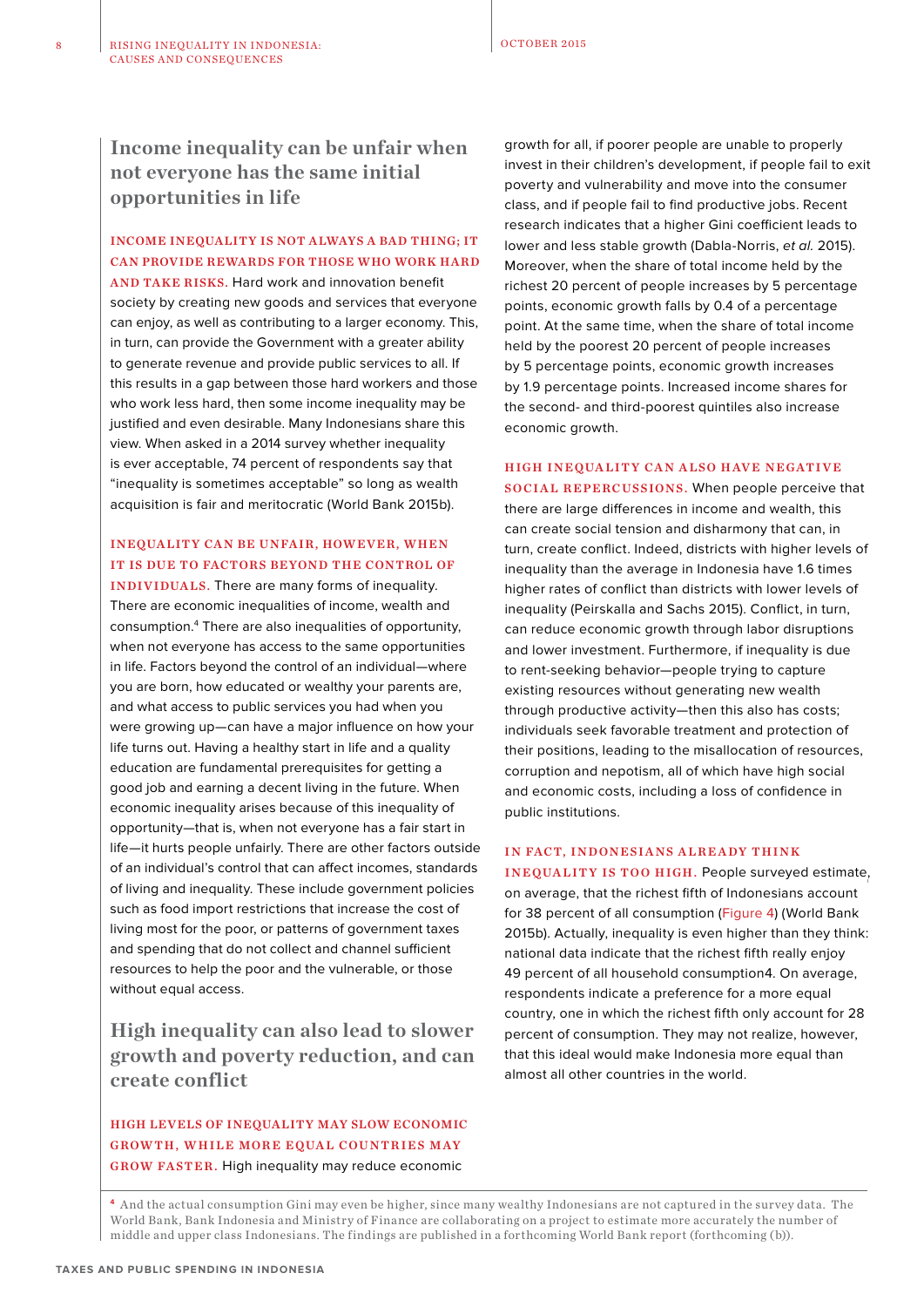## Income inequality can be unfair when not everyone has the same initial opportunities in life

**INCOME INEQUALITY IS NOT ALWAYS A BAD THING; IT CAN PROVIDE REWARDS FOR THOSE WHO WORK HARD AND TAKE RISKS.** Hard work and innovation benefit society by creating new goods and services that everyone can enjoy, as well as contributing to a larger economy. This, in turn, can provide the Government with a greater ability to generate revenue and provide public services to all. If this results in a gap between those hard workers and those who work less hard, then some income inequality may be justified and even desirable. Many Indonesians share this view. When asked in a 2014 survey whether inequality is ever acceptable, 74 percent of respondents say that "inequality is sometimes acceptable" so long as wealth acquisition is fair and meritocratic (World Bank 2015b).

**INEQUALITY CAN BE UNFAIR, HOWEVER, WHEN IT IS DUE TO FACTORS BEYOND THE CONTROL OF INDIVIDUALS.** There are many forms of inequality. There are economic inequalities of income, wealth and consumption.[4] There are also inequalities of opportunity, when not everyone has access to the same opportunities in life. Factors beyond the control of an individual—where you are born, how educated or wealthy your parents are, and what access to public services you had when you were growing up—can have a major influence on how your life turns out. Having a healthy start in life and a quality education are fundamental prerequisites for getting a good job and earning a decent living in the future. When economic inequality arises because of this inequality of opportunity—that is, when not everyone has a fair start in life—it hurts people unfairly. There are other factors outside of an individual's control that can affect incomes, standards of living and inequality. These include government policies such as food import restrictions that increase the cost of living most for the poor, or patterns of government taxes and spending that do not collect and channel sufficient resources to help the poor and the vulnerable, or those without equal access.

## High inequality can also lead to slower growth and poverty reduction, and can create conflict

**HIGH LEVELS OF INEQUALITY MAY SLOW ECONOMIC GROWTH, WHILE MORE EQUAL COUNTRIES MAY GROW FASTER.** High inequality may reduce economic growth for all, if poorer people are unable to properly invest in their children's development, if people fail to exit poverty and vulnerability and move into the consumer class, and if people fail to find productive jobs. Recent research indicates that a higher Gini coefficient leads to lower and less stable growth (Dabla-Norris, *et al.* 2015). Moreover, when the share of total income held by the richest 20 percent of people increases by 5 percentage points, economic growth falls by 0.4 of a percentage point. At the same time, when the share of total income held by the poorest 20 percent of people increases by 5 percentage points, economic growth increases by 1.9 percentage points. Increased income shares for the second- and third-poorest quintiles also increase economic growth.

**HIGH INEQUALITY CAN ALSO HAVE NEGATIVE SOCIAL REPERCUSSIONS.** When people perceive that there are large differences in income and wealth, this can create social tension and disharmony that can, in turn, create conflict. Indeed, districts with higher levels of inequality than the average in Indonesia have 1.6 times higher rates of conflict than districts with lower levels of inequality (Peirskalla and Sachs 2015). Conflict, in turn, can reduce economic growth through labor disruptions and lower investment. Furthermore, if inequality is due to rent-seeking behavior—people trying to capture existing resources without generating new wealth through productive activity—then this also has costs; individuals seek favorable treatment and protection of their positions, leading to the misallocation of resources, corruption and nepotism, all of which have high social and economic costs, including a loss of confidence in public institutions.

**IN FACT, INDONESIANS ALREADY THINK INEQUALITY IS TOO HIGH.** People surveyed estimate, on average, that the richest fifth of Indonesians account for 38 percent of all consumption (Figure 4) (World Bank 2015b). Actually, inequality is even higher than they think: national data indicate that the richest fifth really enjoy 49 percent of all household consumption4. On average, respondents indicate a preference for a more equal country, one in which the richest fifth only account for 28 percent of consumption. They may not realize, however, that this ideal would make Indonesia more equal than almost all other countries in the world.

[4] And the actual consumption Gini may even be higher, since many wealthy Indonesians are not captured in the survey data. The World Bank, Bank Indonesia and Ministry of Finance are collaborating on a project to estimate more accurately the number of middle and upper class Indonesians. The findings are published in a forthcoming World Bank report (forthcoming (b)).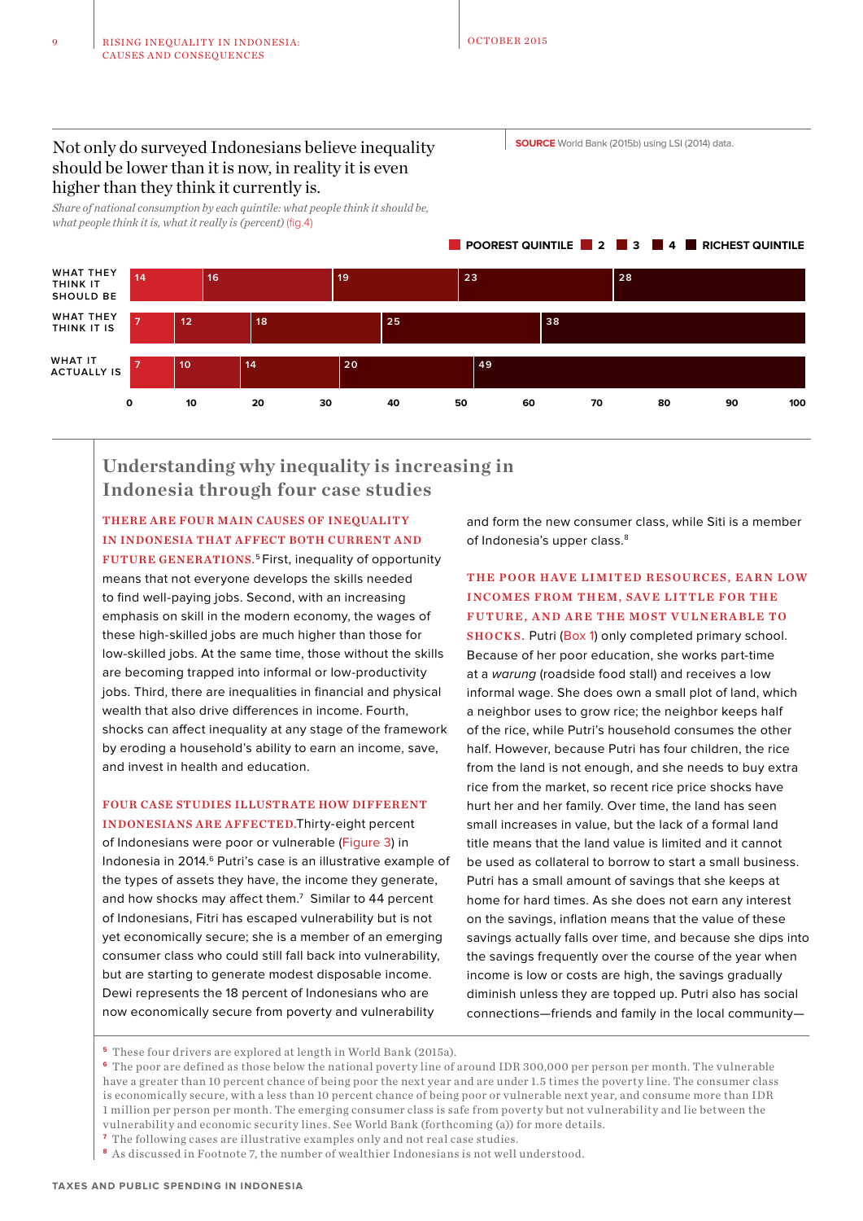Not only do surveyed Indonesians believe inequality should be lower than it is now, in reality it is even higher than they think it currently is.

*Share of national consumption by each quintile: what people think it should be, what people think it is, what it really is (percent)* (fig.4)

**SOURCE** World Bank (2015b) using LSI (2014) data.

| | Poorest quintile | 2 | 3 | 4 | Richest quintile |
|---|---|---|---|---|---|
| What they think it should be | 14 | 16 | 19 | 23 | 28 |
| What they think it is | 7 | 12 | 18 | 25 | 38 |
| What it actually is | 7 | 10 | 14 | 20 | 49 |

## Understanding why inequality is increasing in Indonesia through four case studies

**THERE ARE FOUR MAIN CAUSES OF INEQUALITY IN INDONESIA THAT AFFECT BOTH CURRENT AND FUTURE GENERATIONS.**[5] First, inequality of opportunity means that not everyone develops the skills needed to find well-paying jobs. Second, with an increasing emphasis on skill in the modern economy, the wages of these high-skilled jobs are much higher than those for low-skilled jobs. At the same time, those without the skills are becoming trapped into informal or low-productivity jobs. Third, there are inequalities in financial and physical wealth that also drive differences in income. Fourth, shocks can affect inequality at any stage of the framework by eroding a household's ability to earn an income, save, and invest in health and education.

**FOUR CASE STUDIES ILLUSTRATE HOW DIFFERENT INDONESIANS ARE AFFECTED.** Thirty-eight percent of Indonesians were poor or vulnerable (Figure 3) in Indonesia in 2014.[6] Putri's case is an illustrative example of the types of assets they have, the income they generate, and how shocks may affect them.[7] Similar to 44 percent of Indonesians, Fitri has escaped vulnerability but is not yet economically secure; she is a member of an emerging consumer class who could still fall back into vulnerability, but are starting to generate modest disposable income. Dewi represents the 18 percent of Indonesians who are now economically secure from poverty and vulnerability and form the new consumer class, while Siti is a member of Indonesia's upper class.[8]

**THE POOR HAVE LIMITED RESOURCES, EARN LOW INCOMES FROM THEM, SAVE LITTLE FOR THE FUTURE, AND ARE THE MOST VULNERABLE TO SHOCKS.** Putri (Box 1) only completed primary school. Because of her poor education, she works part-time at a *warung* (roadside food stall) and receives a low informal wage. She does own a small plot of land, which a neighbor uses to grow rice; the neighbor keeps half of the rice, while Putri's household consumes the other half. However, because Putri has four children, the rice from the land is not enough, and she needs to buy extra rice from the market, so recent rice price shocks have hurt her and her family. Over time, the land has seen small increases in value, but the lack of a formal land title means that the land value is limited and it cannot be used as collateral to borrow to start a small business. Putri has a small amount of savings that she keeps at home for hard times. As she does not earn any interest on the savings, inflation means that the value of these savings actually falls over time, and because she dips into the savings frequently over the course of the year when income is low or costs are high, the savings gradually diminish unless they are topped up. Putri also has social connections—friends and family in the local community—

[5] These four drivers are explored at length in World Bank (2015a).

[6] The poor are defined as those below the national poverty line of around IDR 300,000 per person per month. The vulnerable have a greater than 10 percent chance of being poor the next year and are under 1.5 times the poverty line. The consumer class is economically secure, with a less than 10 percent chance of being poor or vulnerable next year, and consume more than IDR 1 million per person per month. The emerging consumer class is safe from poverty but not vulnerability and lie between the vulnerability and economic security lines. See World Bank (forthcoming (a)) for more details.

[7] The following cases are illustrative examples only and not real case studies.

[8] As discussed in Footnote 7, the number of wealthier Indonesians is not well understood.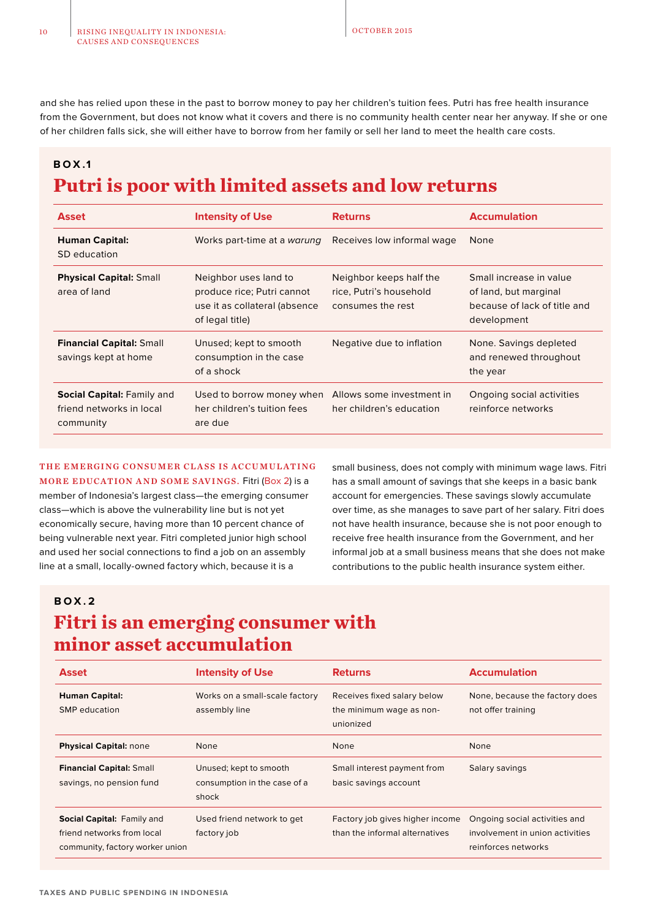and she has relied upon these in the past to borrow money to pay her children's tuition fees. Putri has free health insurance from the Government, but does not know what it covers and there is no community health center near her anyway. If she or one of her children falls sick, she will either have to borrow from her family or sell her land to meet the health care costs.

**BOX.1**

## Putri is poor with limited assets and low returns

| Asset | Intensity of Use | Returns | Accumulation |
|---|---|---|---|
| **Human Capital:** SD education | Works part-time at a *warung* | Receives low informal wage | None |
| **Physical Capital:** Small area of land | Neighbor uses land to produce rice; Putri cannot use it as collateral (absence of legal title) | Neighbor keeps half the rice, Putri's household consumes the rest | Small increase in value of land, but marginal because of lack of title and development |
| **Financial Capital:** Small savings kept at home | Unused; kept to smooth consumption in the case of a shock | Negative due to inflation | None. Savings depleted and renewed throughout the year |
| **Social Capital:** Family and friend networks in local community | Used to borrow money when her children's tuition fees are due | Allows some investment in her children's education | Ongoing social activities reinforce networks |

**THE EMERGING CONSUMER CLASS IS ACCUMULATING MORE EDUCATION AND SOME SAVINGS.** Fitri (Box 2) is a member of Indonesia's largest class—the emerging consumer class—which is above the vulnerability line but is not yet economically secure, having more than 10 percent chance of being vulnerable next year. Fitri completed junior high school and used her social connections to find a job on an assembly line at a small, locally-owned factory which, because it is a small business, does not comply with minimum wage laws. Fitri has a small amount of savings that she keeps in a basic bank account for emergencies. These savings slowly accumulate over time, as she manages to save part of her salary. Fitri does not have health insurance, because she is not poor enough to receive free health insurance from the Government, and her informal job at a small business means that she does not make contributions to the public health insurance system either.

**BOX.2**

## Fitri is an emerging consumer with minor asset accumulation

| Asset | Intensity of Use | Returns | Accumulation |
|---|---|---|---|
| **Human Capital:** SMP education | Works on a small-scale factory assembly line | Receives fixed salary below the minimum wage as non-unionized | None, because the factory does not offer training |
| **Physical Capital:** none | None | None | None |
| **Financial Capital:** Small savings, no pension fund | Unused; kept to smooth consumption in the case of a shock | Small interest payment from basic savings account | Salary savings |
| **Social Capital:** Family and friend networks from local community, factory worker union | Used friend network to get factory job | Factory job gives higher income than the informal alternatives | Ongoing social activities and involvement in union activities reinforces networks |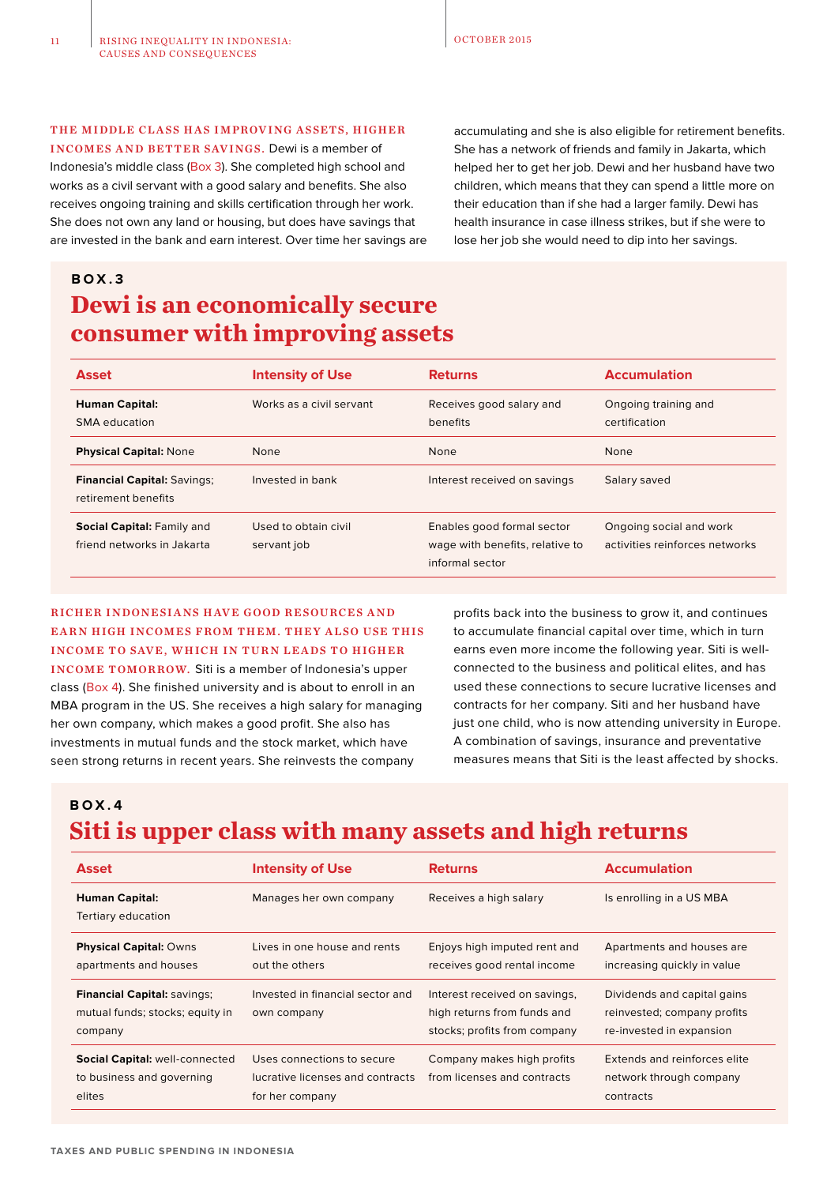**THE MIDDLE CLASS HAS IMPROVING ASSETS, HIGHER INCOMES AND BETTER SAVINGS.** Dewi is a member of Indonesia's middle class (Box 3). She completed high school and works as a civil servant with a good salary and benefits. She also receives ongoing training and skills certification through her work. She does not own any land or housing, but does have savings that are invested in the bank and earn interest. Over time her savings are accumulating and she is also eligible for retirement benefits. She has a network of friends and family in Jakarta, which helped her to get her job. Dewi and her husband have two children, which means that they can spend a little more on their education than if she had a larger family. Dewi has health insurance in case illness strikes, but if she were to lose her job she would need to dip into her savings.

**BOX.3**

## Dewi is an economically secure consumer with improving assets

| Asset | Intensity of Use | Returns | Accumulation |
|---|---|---|---|
| **Human Capital:** SMA education | Works as a civil servant | Receives good salary and benefits | Ongoing training and certification |
| **Physical Capital:** None | None | None | None |
| **Financial Capital:** Savings; retirement benefits | Invested in bank | Interest received on savings | Salary saved |
| **Social Capital:** Family and friend networks in Jakarta | Used to obtain civil servant job | Enables good formal sector wage with benefits, relative to informal sector | Ongoing social and work activities reinforces networks |

**RICHER INDONESIANS HAVE GOOD RESOURCES AND EARN HIGH INCOMES FROM THEM. THEY ALSO USE THIS INCOME TO SAVE, WHICH IN TURN LEADS TO HIGHER INCOME TOMORROW.** Siti is a member of Indonesia's upper class (Box 4). She finished university and is about to enroll in an MBA program in the US. She receives a high salary for managing her own company, which makes a good profit. She also has investments in mutual funds and the stock market, which have seen strong returns in recent years. She reinvests the company profits back into the business to grow it, and continues to accumulate financial capital over time, which in turn earns even more income the following year. Siti is well-connected to the business and political elites, and has used these connections to secure lucrative licenses and contracts for her company. Siti and her husband have just one child, who is now attending university in Europe. A combination of savings, insurance and preventative measures means that Siti is the least affected by shocks.

**BOX.4**

## Siti is upper class with many assets and high returns

| Asset | Intensity of Use | Returns | Accumulation |
|---|---|---|---|
| **Human Capital:** Tertiary education | Manages her own company | Receives a high salary | Is enrolling in a US MBA |
| **Physical Capital:** Owns apartments and houses | Lives in one house and rents out the others | Enjoys high imputed rent and receives good rental income | Apartments and houses are increasing quickly in value |
| **Financial Capital:** savings; mutual funds; stocks; equity in company | Invested in financial sector and own company | Interest received on savings, high returns from funds and stocks; profits from company | Dividends and capital gains reinvested; company profits re-invested in expansion |
| **Social Capital:** well-connected to business and governing elites | Uses connections to secure lucrative licenses and contracts for her company | Company makes high profits from licenses and contracts | Extends and reinforces elite network through company contracts |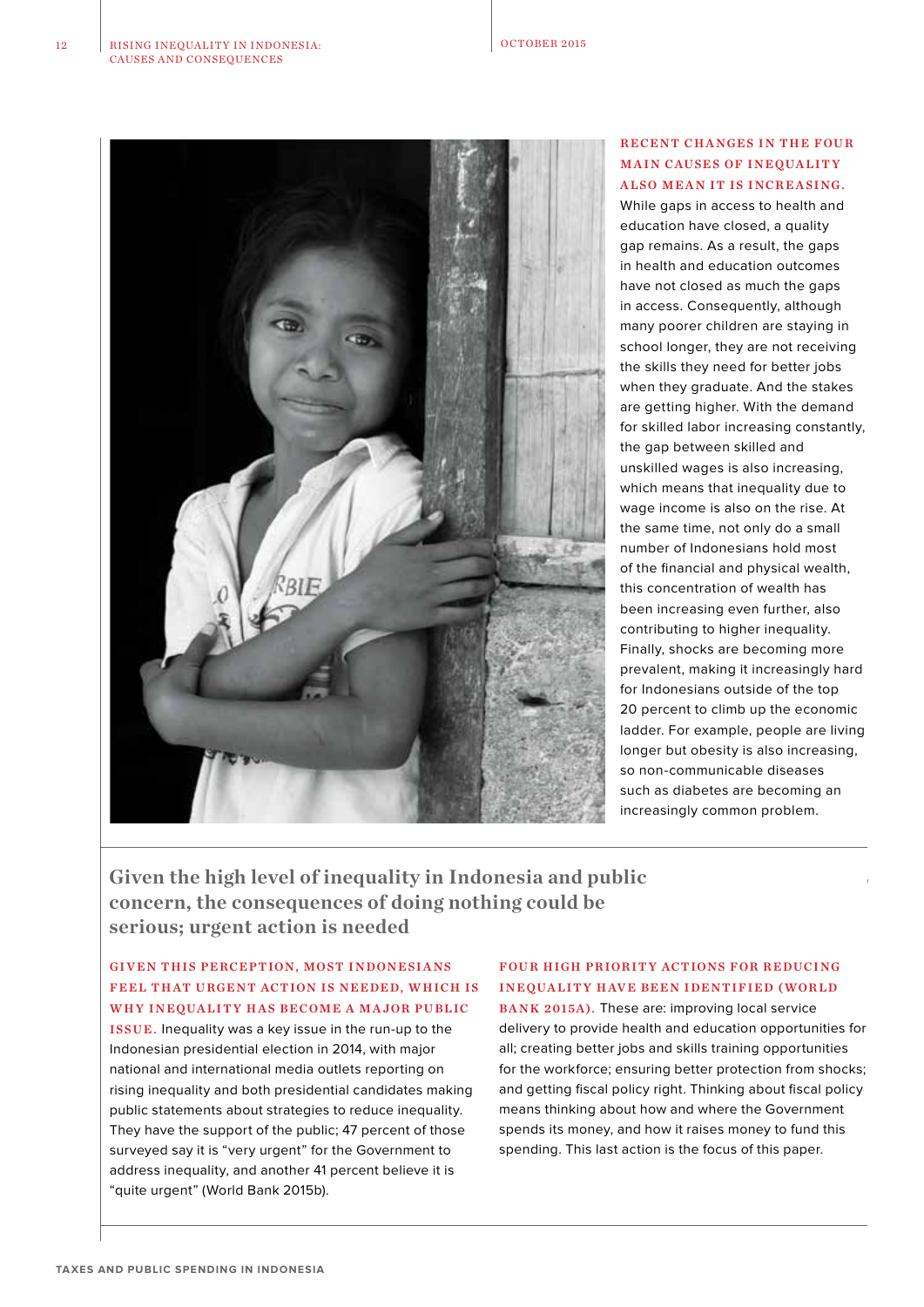**RECENT CHANGES IN THE FOUR MAIN CAUSES OF INEQUALITY ALSO MEAN IT IS INCREASING.** While gaps in access to health and education have closed, a quality gap remains. As a result, the gaps in health and education outcomes have not closed as much the gaps in access. Consequently, although many poorer children are staying in school longer, they are not receiving the skills they need for better jobs when they graduate. And the stakes are getting higher. With the demand for skilled labor increasing constantly, the gap between skilled and unskilled wages is also increasing, which means that inequality due to wage income is also on the rise. At the same time, not only do a small number of Indonesians hold most of the financial and physical wealth, this concentration of wealth has been increasing even further, also contributing to higher inequality. Finally, shocks are becoming more prevalent, making it increasingly hard for Indonesians outside of the top 20 percent to climb up the economic ladder. For example, people are living longer but obesity is also increasing, so non-communicable diseases such as diabetes are becoming an increasingly common problem.

## Given the high level of inequality in Indonesia and public concern, the consequences of doing nothing could be serious; urgent action is needed

**GIVEN THIS PERCEPTION, MOST INDONESIANS FEEL THAT URGENT ACTION IS NEEDED, WHICH IS WHY INEQUALITY HAS BECOME A MAJOR PUBLIC ISSUE.** Inequality was a key issue in the run-up to the Indonesian presidential election in 2014, with major national and international media outlets reporting on rising inequality and both presidential candidates making public statements about strategies to reduce inequality. They have the support of the public; 47 percent of those surveyed say it is "very urgent" for the Government to address inequality, and another 41 percent believe it is "quite urgent" (World Bank 2015b).

**FOUR HIGH PRIORITY ACTIONS FOR REDUCING INEQUALITY HAVE BEEN IDENTIFIED (WORLD BANK 2015A).** These are: improving local service delivery to provide health and education opportunities for all; creating better jobs and skills training opportunities for the workforce; ensuring better protection from shocks; and getting fiscal policy right. Thinking about fiscal policy means thinking about how and where the Government spends its money, and how it raises money to fund this spending. This last action is the focus of this paper.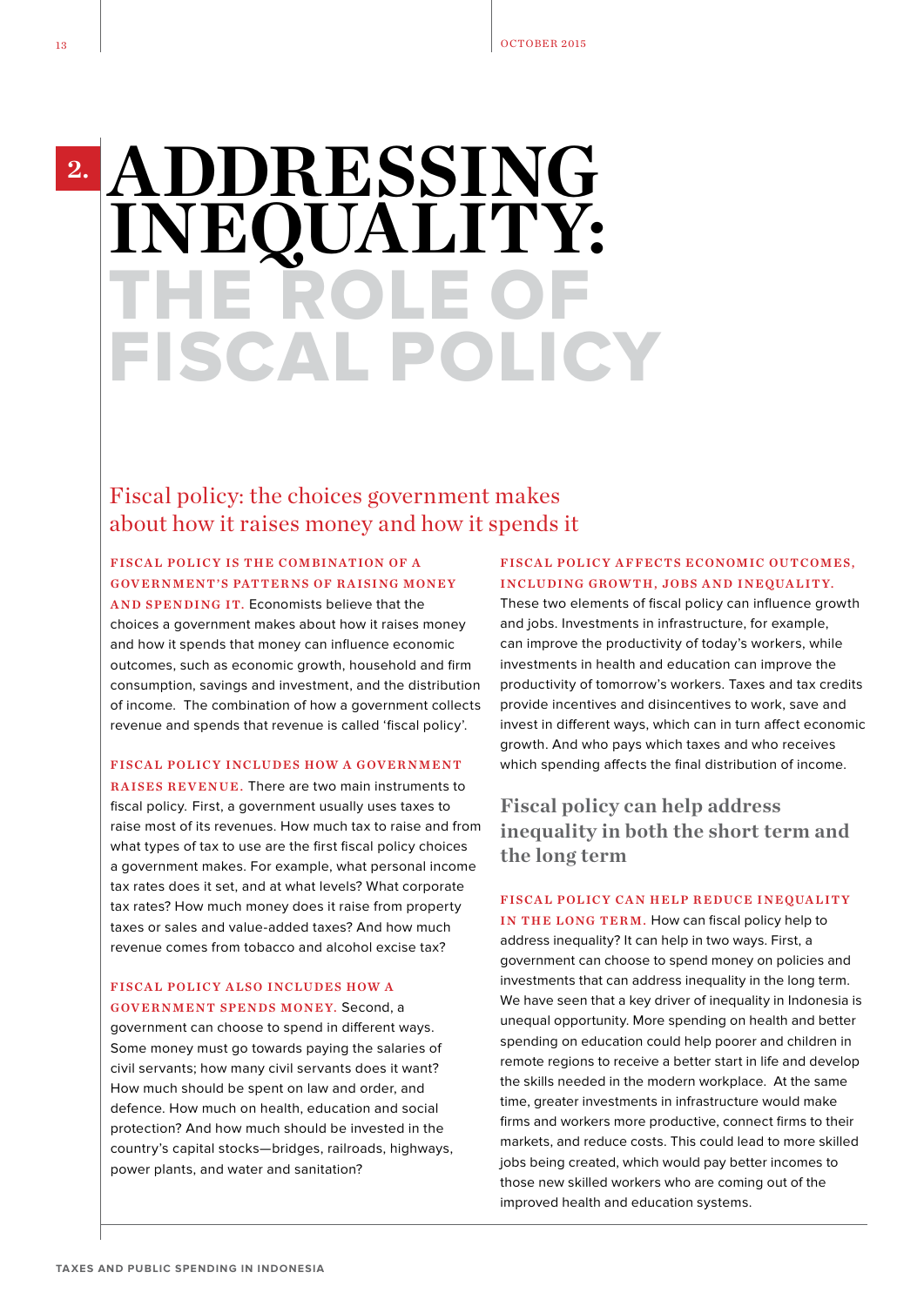# 2. ADDRESSING INEQUALITY: THE ROLE OF FISCAL POLICY

## Fiscal policy: the choices government makes about how it raises money and how it spends it

**FISCAL POLICY IS THE COMBINATION OF A GOVERNMENT'S PATTERNS OF RAISING MONEY AND SPENDING IT.** Economists believe that the choices a government makes about how it raises money and how it spends that money can influence economic outcomes, such as economic growth, household and firm consumption, savings and investment, and the distribution of income. The combination of how a government collects revenue and spends that revenue is called 'fiscal policy'.

**FISCAL POLICY INCLUDES HOW A GOVERNMENT RAISES REVENUE.** There are two main instruments to fiscal policy. First, a government usually uses taxes to raise most of its revenues. How much tax to raise and from what types of tax to use are the first fiscal policy choices a government makes. For example, what personal income tax rates does it set, and at what levels? What corporate tax rates? How much money does it raise from property taxes or sales and value-added taxes? And how much revenue comes from tobacco and alcohol excise tax?

**FISCAL POLICY ALSO INCLUDES HOW A GOVERNMENT SPENDS MONEY.** Second, a government can choose to spend in different ways. Some money must go towards paying the salaries of civil servants; how many civil servants does it want? How much should be spent on law and order, and defence. How much on health, education and social protection? And how much should be invested in the country's capital stocks—bridges, railroads, highways, power plants, and water and sanitation?

**FISCAL POLICY AFFECTS ECONOMIC OUTCOMES, INCLUDING GROWTH, JOBS AND INEQUALITY.** These two elements of fiscal policy can influence growth and jobs. Investments in infrastructure, for example, can improve the productivity of today's workers, while investments in health and education can improve the productivity of tomorrow's workers. Taxes and tax credits provide incentives and disincentives to work, save and invest in different ways, which can in turn affect economic growth. And who pays which taxes and who receives which spending affects the final distribution of income.

## Fiscal policy can help address inequality in both the short term and the long term

**FISCAL POLICY CAN HELP REDUCE INEQUALITY IN THE LONG TERM.** How can fiscal policy help to address inequality? It can help in two ways. First, a government can choose to spend money on policies and investments that can address inequality in the long term. We have seen that a key driver of inequality in Indonesia is unequal opportunity. More spending on health and better spending on education could help poorer and children in remote regions to receive a better start in life and develop the skills needed in the modern workplace. At the same time, greater investments in infrastructure would make firms and workers more productive, connect firms to their markets, and reduce costs. This could lead to more skilled jobs being created, which would pay better incomes to those new skilled workers who are coming out of the improved health and education systems.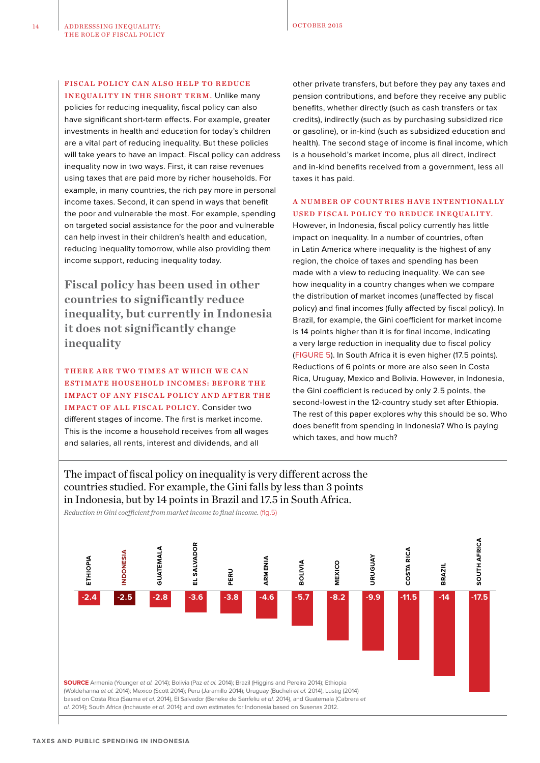**FISCAL POLICY CAN ALSO HELP TO REDUCE INEQUALITY IN THE SHORT TERM.** Unlike many policies for reducing inequality, fiscal policy can also have significant short-term effects. For example, greater investments in health and education for today's children are a vital part of reducing inequality. But these policies will take years to have an impact. Fiscal policy can address inequality now in two ways. First, it can raise revenues using taxes that are paid more by richer households. For example, in many countries, the rich pay more in personal income taxes. Second, it can spend in ways that benefit the poor and vulnerable the most. For example, spending on targeted social assistance for the poor and vulnerable can help invest in their children's health and education, reducing inequality tomorrow, while also providing them income support, reducing inequality today.

## Fiscal policy has been used in other countries to significantly reduce inequality, but currently in Indonesia it does not significantly change inequality

**THERE ARE TWO TIMES AT WHICH WE CAN ESTIMATE HOUSEHOLD INCOMES: BEFORE THE IMPACT OF ANY FISCAL POLICY AND AFTER THE IMPACT OF ALL FISCAL POLICY.** Consider two different stages of income. The first is market income. This is the income a household receives from all wages and salaries, all rents, interest and dividends, and all other private transfers, but before they pay any taxes and pension contributions, and before they receive any public benefits, whether directly (such as cash transfers or tax credits), indirectly (such as by purchasing subsidized rice or gasoline), or in-kind (such as subsidized education and health). The second stage of income is final income, which is a household's market income, plus all direct, indirect and in-kind benefits received from a government, less all taxes it has paid.

**A NUMBER OF COUNTRIES HAVE INTENTIONALLY USED FISCAL POLICY TO REDUCE INEQUALITY.** However, in Indonesia, fiscal policy currently has little impact on inequality. In a number of countries, often in Latin America where inequality is the highest of any region, the choice of taxes and spending has been made with a view to reducing inequality. We can see how inequality in a country changes when we compare the distribution of market incomes (unaffected by fiscal policy) and final incomes (fully affected by fiscal policy). In Brazil, for example, the Gini coefficient for market income is 14 points higher than it is for final income, indicating a very large reduction in inequality due to fiscal policy (FIGURE 5). In South Africa it is even higher (17.5 points). Reductions of 6 points or more are also seen in Costa Rica, Uruguay, Mexico and Bolivia. However, in Indonesia, the Gini coefficient is reduced by only 2.5 points, the second-lowest in the 12-country study set after Ethiopia. The rest of this paper explores why this should be so. Who does benefit from spending in Indonesia? Who is paying which taxes, and how much?

The impact of fiscal policy on inequality is very different across the countries studied. For example, the Gini falls by less than 3 points in Indonesia, but by 14 points in Brazil and 17.5 in South Africa.

*Reduction in Gini coefficient from market income to final income.* (fig.5)

| Country | Reduction in Gini |
|---|---|
| Ethiopia | -2.4 |
| Indonesia | -2.5 |
| Guatemala | -2.8 |
| El Salvador | -3.6 |
| Peru | -3.8 |
| Armenia | -4.6 |
| Bolivia | -5.7 |
| Mexico | -8.2 |
| Uruguay | -9.9 |
| Costa Rica | -11.5 |
| Brazil | -14 |
| South Africa | -17.5 |

**SOURCE** Armenia (Younger *et al.* 2014); Bolivia (Paz *et al.* 2014); Brazil (Higgins and Pereira 2014); Ethiopia (Woldehanna *et al.* 2014); Mexico (Scott 2014); Peru (Jaramillo 2014); Uruguay (Bucheli *et al.* 2014); Lustig (2014) based on Costa Rica (Sauma *et al.* 2014), El Salvador (Beneke de Sanfeliu *et al.* 2014), and Guatemala (Cabrera *et al.* 2014); South Africa (Inchauste *et al.* 2014); and own estimates for Indonesia based on Susenas 2012.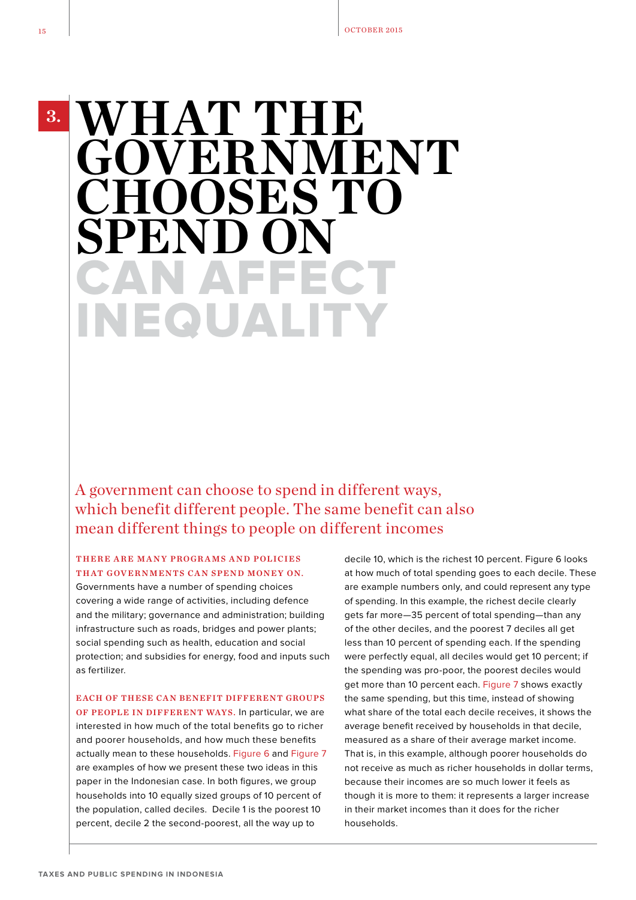# 3. WHAT THE GOVERNMENT CHOOSES TO SPEND ON CAN AFFECT INEQUALITY

A government can choose to spend in different ways, which benefit different people. The same benefit can also mean different things to people on different incomes

**THERE ARE MANY PROGRAMS AND POLICIES THAT GOVERNMENTS CAN SPEND MONEY ON.** Governments have a number of spending choices covering a wide range of activities, including defence and the military; governance and administration; building infrastructure such as roads, bridges and power plants; social spending such as health, education and social protection; and subsidies for energy, food and inputs such as fertilizer.

**EACH OF THESE CAN BENEFIT DIFFERENT GROUPS OF PEOPLE IN DIFFERENT WAYS.** In particular, we are interested in how much of the total benefits go to richer and poorer households, and how much these benefits actually mean to these households. Figure 6 and Figure 7 are examples of how we present these two ideas in this paper in the Indonesian case. In both figures, we group households into 10 equally sized groups of 10 percent of the population, called deciles. Decile 1 is the poorest 10 percent, decile 2 the second-poorest, all the way up to decile 10, which is the richest 10 percent. Figure 6 looks at how much of total spending goes to each decile. These are example numbers only, and could represent any type of spending. In this example, the richest decile clearly gets far more—35 percent of total spending—than any of the other deciles, and the poorest 7 deciles all get less than 10 percent of spending each. If the spending were perfectly equal, all deciles would get 10 percent; if the spending was pro-poor, the poorest deciles would get more than 10 percent each. Figure 7 shows exactly the same spending, but this time, instead of showing what share of the total each decile receives, it shows the average benefit received by households in that decile, measured as a share of their average market income. That is, in this example, although poorer households do not receive as much as richer households in dollar terms, because their incomes are so much lower it feels as though it is more to them: it represents a larger increase in their market incomes than it does for the richer households.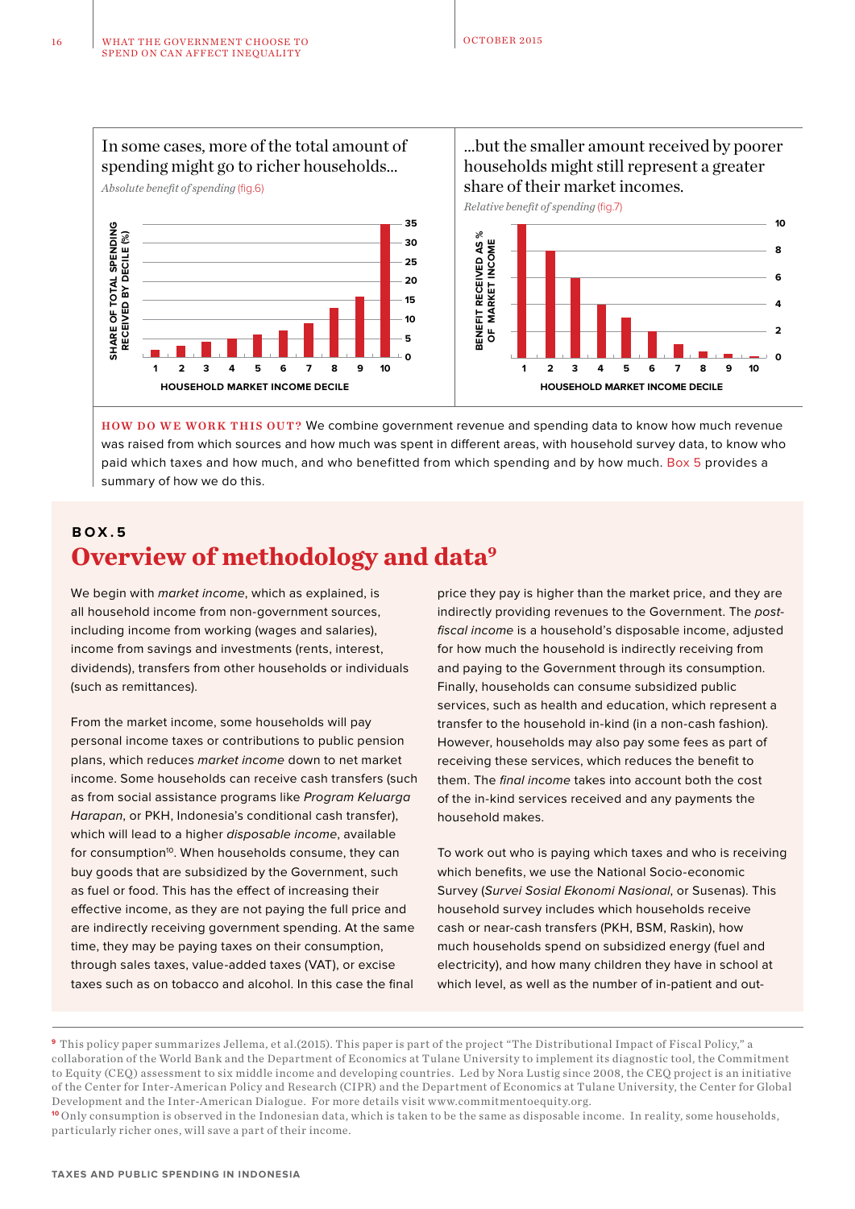In some cases, more of the total amount of spending might go to richer households...

*Absolute benefit of spending* (fig.6)

| Household market income decile | 1 | 2 | 3 | 4 | 5 | 6 | 7 | 8 | 9 | 10 |
|---|---|---|---|---|---|---|---|---|---|---|
| Share of total spending received by decile (%) | | | | | | | | | | |

...but the smaller amount received by poorer households might still represent a greater share of their market incomes.

*Relative benefit of spending* (fig.7)

| Household market income decile | 1 | 2 | 3 | 4 | 5 | 6 | 7 | 8 | 9 | 10 |
|---|---|---|---|---|---|---|---|---|---|---|
| Benefit received as % of market income | | | | | | | | | | |

**HOW DO WE WORK THIS OUT?** We combine government revenue and spending data to know how much revenue was raised from which sources and how much was spent in different areas, with household survey data, to know who paid which taxes and how much, and who benefitted from which spending and by how much. Box 5 provides a summary of how we do this.

## BOX.5

# Overview of methodology and data[9]

We begin with *market income*, which as explained, is all household income from non-government sources, including income from working (wages and salaries), income from savings and investments (rents, interest, dividends), transfers from other households or individuals (such as remittances).

From the market income, some households will pay personal income taxes or contributions to public pension plans, which reduces *market income* down to net market income. Some households can receive cash transfers (such as from social assistance programs like *Program Keluarga Harapan*, or PKH, Indonesia's conditional cash transfer), which will lead to a higher *disposable income*, available for consumption[10]. When households consume, they can buy goods that are subsidized by the Government, such as fuel or food. This has the effect of increasing their effective income, as they are not paying the full price and are indirectly receiving government spending. At the same time, they may be paying taxes on their consumption, through sales taxes, value-added taxes (VAT), or excise taxes such as on tobacco and alcohol. In this case the final price they pay is higher than the market price, and they are indirectly providing revenues to the Government. The *post-fiscal income* is a household's disposable income, adjusted for how much the household is indirectly receiving from and paying to the Government through its consumption. Finally, households can consume subsidized public services, such as health and education, which represent a transfer to the household in-kind (in a non-cash fashion). However, households may also pay some fees as part of receiving these services, which reduces the benefit to them. The *final income* takes into account both the cost of the in-kind services received and any payments the household makes.

To work out who is paying which taxes and who is receiving which benefits, we use the National Socio-economic Survey (*Survei Sosial Ekonomi Nasional*, or Susenas). This household survey includes which households receive cash or near-cash transfers (PKH, BSM, Raskin), how much households spend on subsidized energy (fuel and electricity), and how many children they have in school at which level, as well as the number of in-patient and out-

---

[9] This policy paper summarizes Jellema, et al.(2015). This paper is part of the project "The Distributional Impact of Fiscal Policy," a collaboration of the World Bank and the Department of Economics at Tulane University to implement its diagnostic tool, the Commitment to Equity (CEQ) assessment to six middle income and developing countries. Led by Nora Lustig since 2008, the CEQ project is an initiative of the Center for Inter-American Policy and Research (CIPR) and the Department of Economics at Tulane University, the Center for Global Development and the Inter-American Dialogue. For more details visit www.commitmentoequity.org.

[10] Only consumption is observed in the Indonesian data, which is taken to be the same as disposable income. In reality, some households, particularly richer ones, will save a part of their income.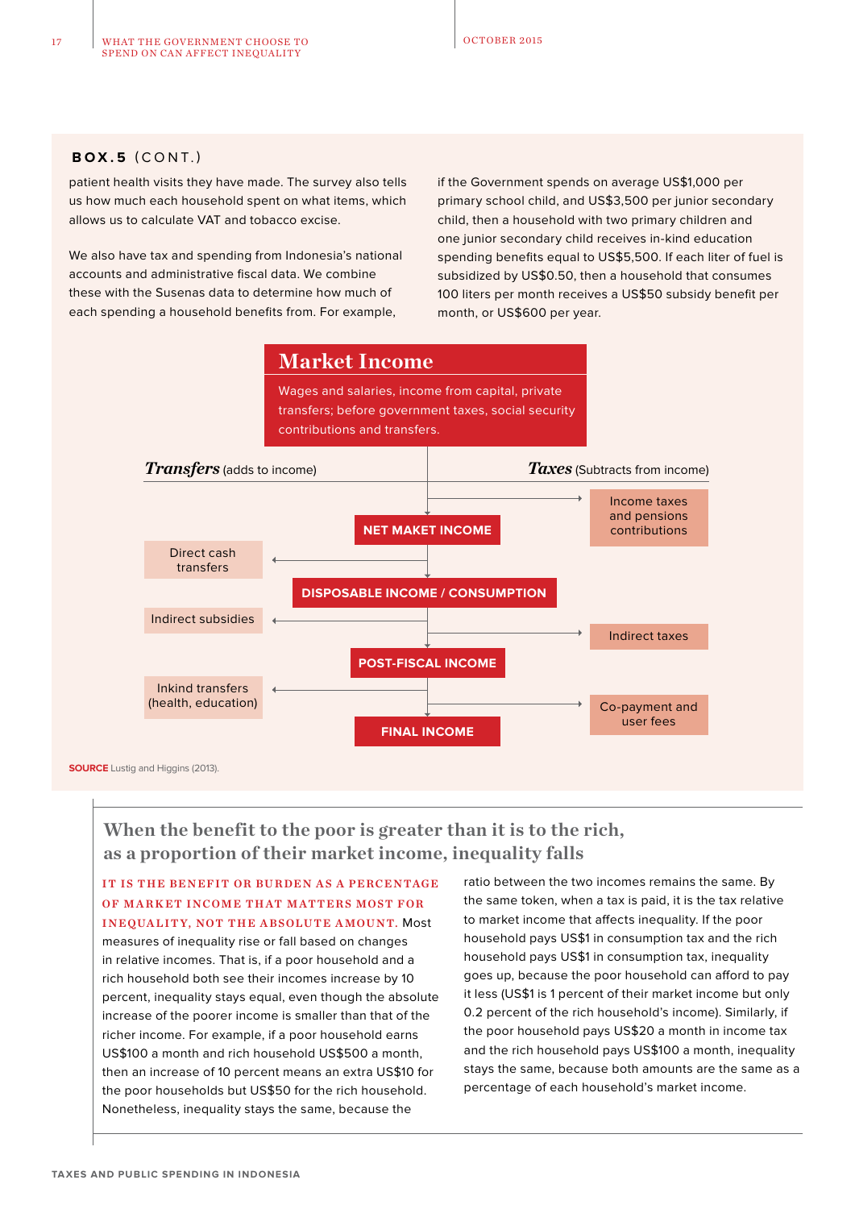**BOX.5** (CONT.)

patient health visits they have made. The survey also tells us how much each household spent on what items, which allows us to calculate VAT and tobacco excise.

We also have tax and spending from Indonesia's national accounts and administrative fiscal data. We combine these with the Susenas data to determine how much of each spending a household benefits from. For example, if the Government spends on average US$1,000 per primary school child, and US$3,500 per junior secondary child, then a household with two primary children and one junior secondary child receives in-kind education spending benefits equal to US$5,500. If each liter of fuel is subsidized by US$0.50, then a household that consumes 100 liters per month receives a US$50 subsidy benefit per month, or US$600 per year.

**Market Income**

Wages and salaries, income from capital, private transfers; before government taxes, social security contributions and transfers.

***Transfers*** (adds to income) | ***Taxes*** (Subtracts from income)

- Income taxes and pensions contributions → **NET MAKET INCOME**
- Direct cash transfers → **DISPOSABLE INCOME / CONSUMPTION**
- Indirect subsidies / Indirect taxes → **POST-FISCAL INCOME**
- Inkind transfers (health, education) / Co-payment and user fees → **FINAL INCOME**

**SOURCE** Lustig and Higgins (2013).

## When the benefit to the poor is greater than it is to the rich, as a proportion of their market income, inequality falls

IT IS THE BENEFIT OR BURDEN AS A PERCENTAGE OF MARKET INCOME THAT MATTERS MOST FOR INEQUALITY, NOT THE ABSOLUTE AMOUNT. Most measures of inequality rise or fall based on changes in relative incomes. That is, if a poor household and a rich household both see their incomes increase by 10 percent, inequality stays equal, even though the absolute increase of the poorer income is smaller than that of the richer income. For example, if a poor household earns US$100 a month and rich household US$500 a month, then an increase of 10 percent means an extra US$10 for the poor households but US$50 for the rich household. Nonetheless, inequality stays the same, because the ratio between the two incomes remains the same. By the same token, when a tax is paid, it is the tax relative to market income that affects inequality. If the poor household pays US$1 in consumption tax and the rich household pays US$1 in consumption tax, inequality goes up, because the poor household can afford to pay it less (US$1 is 1 percent of their market income but only 0.2 percent of the rich household's income). Similarly, if the poor household pays US$20 a month in income tax and the rich household pays US$100 a month, inequality stays the same, because both amounts are the same as a percentage of each household's market income.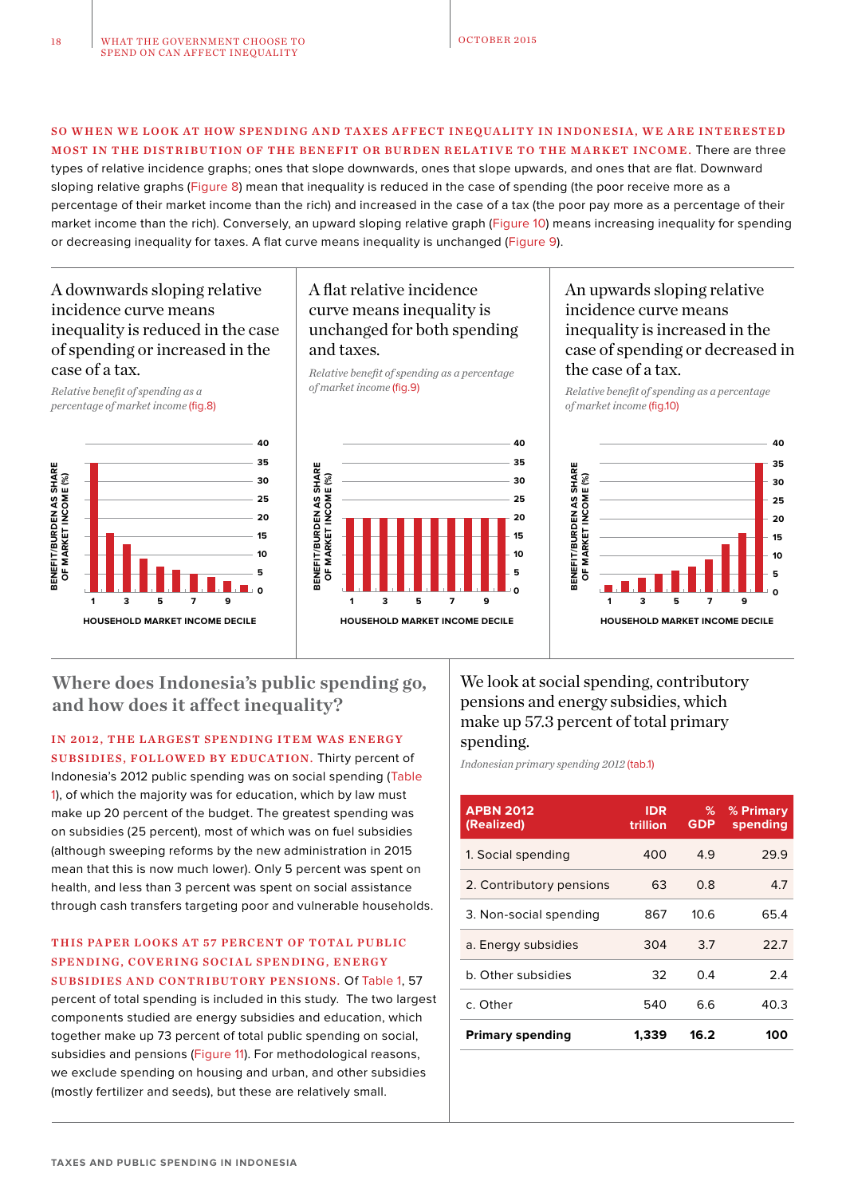**SO WHEN WE LOOK AT HOW SPENDING AND TAXES AFFECT INEQUALITY IN INDONESIA, WE ARE INTERESTED MOST IN THE DISTRIBUTION OF THE BENEFIT OR BURDEN RELATIVE TO THE MARKET INCOME.** There are three types of relative incidence graphs; ones that slope downwards, ones that slope upwards, and ones that are flat. Downward sloping relative graphs (Figure 8) mean that inequality is reduced in the case of spending (the poor receive more as a percentage of their market income than the rich) and increased in the case of a tax (the poor pay more as a percentage of their market income than the rich). Conversely, an upward sloping relative graph (Figure 10) means increasing inequality for spending or decreasing inequality for taxes. A flat curve means inequality is unchanged (Figure 9).

### A downwards sloping relative incidence curve means inequality is reduced in the case of spending or increased in the case of a tax.

*Relative benefit of spending as a percentage of market income* (fig.8)

BENEFIT/BURDEN AS SHARE OF MARKET INCOME (%)

HOUSEHOLD MARKET INCOME DECILE

### A flat relative incidence curve means inequality is unchanged for both spending and taxes.

*Relative benefit of spending as a percentage of market income* (fig.9)

BENEFIT/BURDEN AS SHARE OF MARKET INCOME (%)

HOUSEHOLD MARKET INCOME DECILE

### An upwards sloping relative incidence curve means inequality is increased in the case of spending or decreased in the case of a tax.

*Relative benefit of spending as a percentage of market income* (fig.10)

BENEFIT/BURDEN AS SHARE OF MARKET INCOME (%)

HOUSEHOLD MARKET INCOME DECILE

## Where does Indonesia's public spending go, and how does it affect inequality?

**IN 2012, THE LARGEST SPENDING ITEM WAS ENERGY SUBSIDIES, FOLLOWED BY EDUCATION.** Thirty percent of Indonesia's 2012 public spending was on social spending (Table 1), of which the majority was for education, which by law must make up 20 percent of the budget. The greatest spending was on subsidies (25 percent), most of which was on fuel subsidies (although sweeping reforms by the new administration in 2015 mean that this is now much lower). Only 5 percent was spent on health, and less than 3 percent was spent on social assistance through cash transfers targeting poor and vulnerable households.

**THIS PAPER LOOKS AT 57 PERCENT OF TOTAL PUBLIC SPENDING, COVERING SOCIAL SPENDING, ENERGY SUBSIDIES AND CONTRIBUTORY PENSIONS.** Of Table 1, 57 percent of total spending is included in this study. The two largest components studied are energy subsidies and education, which together make up 73 percent of total public spending on social, subsidies and pensions (Figure 11). For methodological reasons, we exclude spending on housing and urban, and other subsidies (mostly fertilizer and seeds), but these are relatively small.

### We look at social spending, contributory pensions and energy subsidies, which make up 57.3 percent of total primary spending.

*Indonesian primary spending 2012* (tab.1)

| APBN 2012 (Realized) | IDR trillion | % GDP | % Primary spending |
|---|---|---|---|
| 1. Social spending | 400 | 4.9 | 29.9 |
| 2. Contributory pensions | 63 | 0.8 | 4.7 |
| 3. Non-social spending | 867 | 10.6 | 65.4 |
| a. Energy subsidies | 304 | 3.7 | 22.7 |
| b. Other subsidies | 32 | 0.4 | 2.4 |
| c. Other | 540 | 6.6 | 40.3 |
| **Primary spending** | **1,339** | **16.2** | **100** |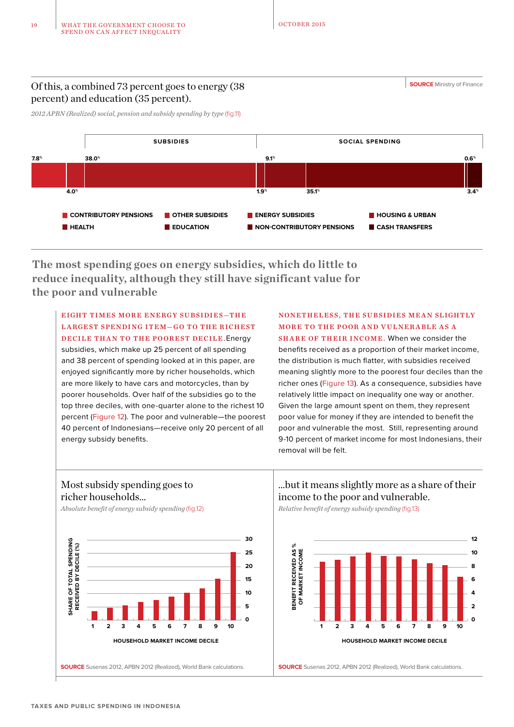Of this, a combined 73 percent goes to energy (38 percent) and education (35 percent).

**SOURCE** Ministry of Finance

*2012 APBN (Realized) social, pension and subsidy spending by type* (fig.11)

| Category | Group | Share |
|---|---|---|
| Contributory pensions | | 7.8% |
| Health | | 4.0% |
| Energy subsidies | Subsidies | 38.0% |
| Other subsidies | Subsidies | 1.9% |
| Non-contributory pensions | Social spending | 9.1% |
| Education | Social spending | 35.1% |
| Housing & urban | Social spending | 0.6% |
| Cash transfers | Social spending | 3.4% |

## The most spending goes on energy subsidies, which do little to reduce inequality, although they still have significant value for the poor and vulnerable

**EIGHT TIMES MORE ENERGY SUBSIDIES—THE LARGEST SPENDING ITEM—GO TO THE RICHEST DECILE THAN TO THE POOREST DECILE.** Energy subsidies, which make up 25 percent of all spending and 38 percent of spending looked at in this paper, are enjoyed significantly more by richer households, which are more likely to have cars and motorcycles, than by poorer households. Over half of the subsidies go to the top three deciles, with one-quarter alone to the richest 10 percent (Figure 12). The poor and vulnerable—the poorest 40 percent of Indonesians—receive only 20 percent of all energy subsidy benefits.

**NONETHELESS, THE SUBSIDIES MEAN SLIGHTLY MORE TO THE POOR AND VULNERABLE AS A SHARE OF THEIR INCOME.** When we consider the benefits received as a proportion of their market income, the distribution is much flatter, with subsidies received meaning slightly more to the poorest four deciles than the richer ones (Figure 13). As a consequence, subsidies have relatively little impact on inequality one way or another. Given the large amount spent on them, they represent poor value for money if they are intended to benefit the poor and vulnerable the most. Still, representing around 9-10 percent of market income for most Indonesians, their removal will be felt.

### Most subsidy spending goes to richer households...

*Absolute benefit of energy subsidy spending* (fig.12)

Y-axis: SHARE OF TOTAL SPENDING RECEIVED BY DECILE (%) (0–30); X-axis: HOUSEHOLD MARKET INCOME DECILE (1–10)

**SOURCE** Susenas 2012, APBN 2012 (Realized), World Bank calculations.

### ...but it means slightly more as a share of their income to the poor and vulnerable.

*Relative benefit of energy subsidy spending* (fig.13)

Y-axis: BENEFIT RECEIVED AS % OF MARKET INCOME (0–12); X-axis: HOUSEHOLD MARKET INCOME DECILE (1–10)

**SOURCE** Susenas 2012, APBN 2012 (Realized), World Bank calculations.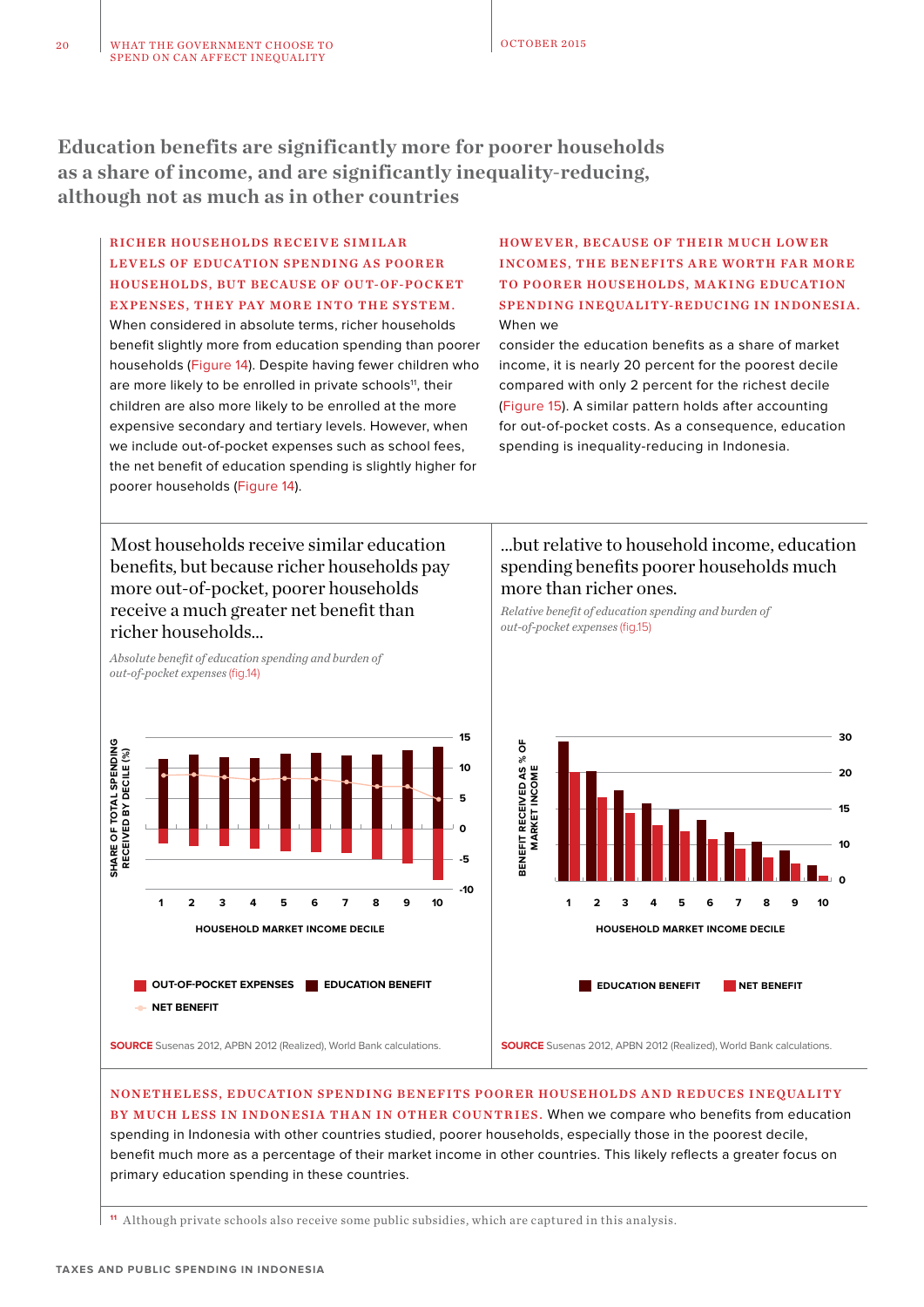## Education benefits are significantly more for poorer households as a share of income, and are significantly inequality-reducing, although not as much as in other countries

**RICHER HOUSEHOLDS RECEIVE SIMILAR LEVELS OF EDUCATION SPENDING AS POORER HOUSEHOLDS, BUT BECAUSE OF OUT-OF-POCKET EXPENSES, THEY PAY MORE INTO THE SYSTEM.** When considered in absolute terms, richer households benefit slightly more from education spending than poorer households (Figure 14). Despite having fewer children who are more likely to be enrolled in private schools[11], their children are also more likely to be enrolled at the more expensive secondary and tertiary levels. However, when we include out-of-pocket expenses such as school fees, the net benefit of education spending is slightly higher for poorer households (Figure 14).

**HOWEVER, BECAUSE OF THEIR MUCH LOWER INCOMES, THE BENEFITS ARE WORTH FAR MORE TO POORER HOUSEHOLDS, MAKING EDUCATION SPENDING INEQUALITY-REDUCING IN INDONESIA.** When we consider the education benefits as a share of market income, it is nearly 20 percent for the poorest decile compared with only 2 percent for the richest decile (Figure 15). A similar pattern holds after accounting for out-of-pocket costs. As a consequence, education spending is inequality-reducing in Indonesia.

### Most households receive similar education benefits, but because richer households pay more out-of-pocket, poorer households receive a much greater net benefit than richer households...

*Absolute benefit of education spending and burden of out-of-pocket expenses* (fig.14)

SHARE OF TOTAL SPENDING RECEIVED BY DECILE (%)

HOUSEHOLD MARKET INCOME DECILE

OUT-OF-POCKET EXPENSES | EDUCATION BENEFIT | NET BENEFIT

**SOURCE** Susenas 2012, APBN 2012 (Realized), World Bank calculations.

### ...but relative to household income, education spending benefits poorer households much more than richer ones.

*Relative benefit of education spending and burden of out-of-pocket expenses* (fig.15)

BENEFIT RECEIVED AS % OF MARKET INCOME

HOUSEHOLD MARKET INCOME DECILE

EDUCATION BENEFIT | NET BENEFIT

**SOURCE** Susenas 2012, APBN 2012 (Realized), World Bank calculations.

**NONETHELESS, EDUCATION SPENDING BENEFITS POORER HOUSEHOLDS AND REDUCES INEQUALITY BY MUCH LESS IN INDONESIA THAN IN OTHER COUNTRIES.** When we compare who benefits from education spending in Indonesia with other countries studied, poorer households, especially those in the poorest decile, benefit much more as a percentage of their market income in other countries. This likely reflects a greater focus on primary education spending in these countries.

[11] Although private schools also receive some public subsidies, which are captured in this analysis.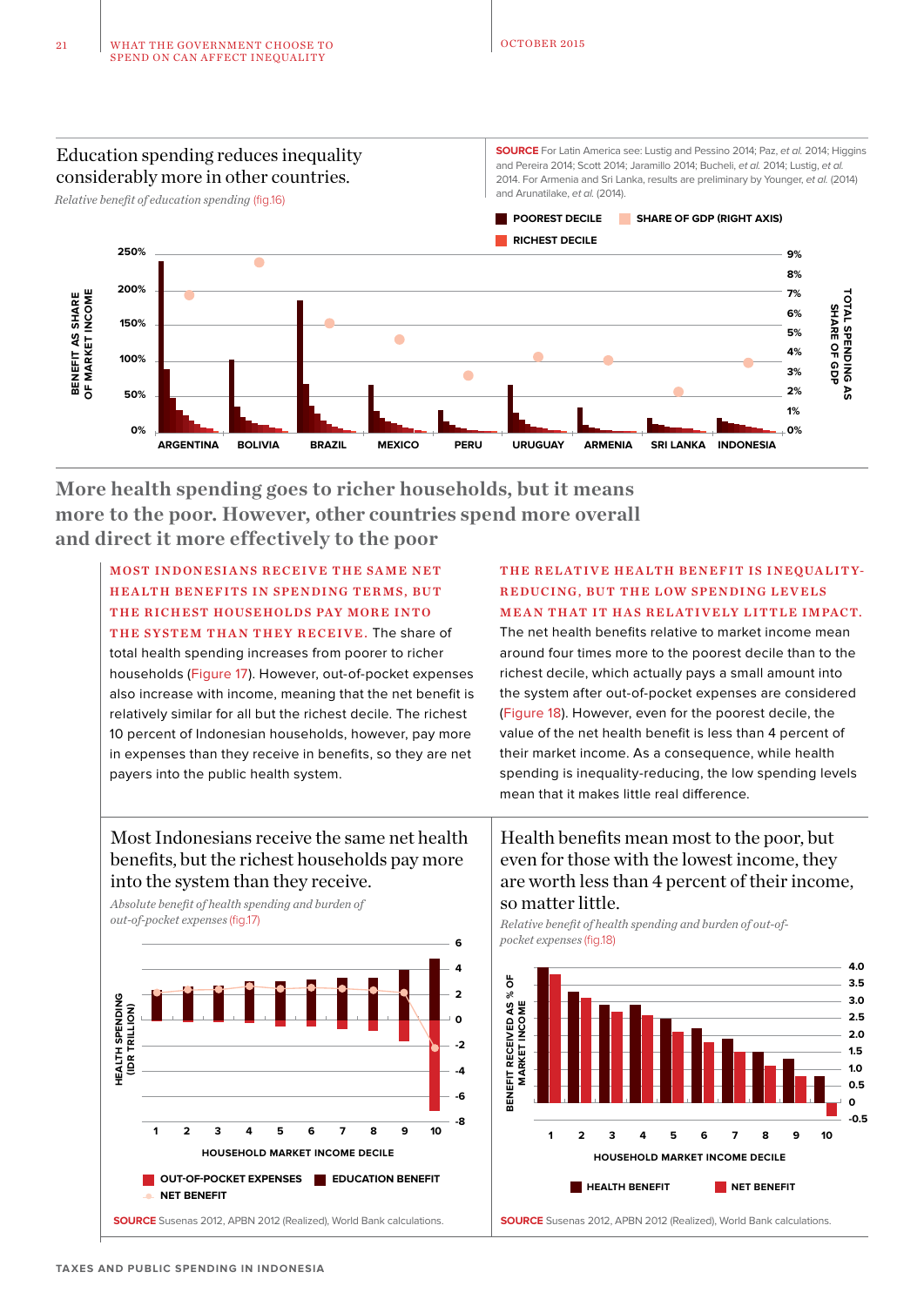## Education spending reduces inequality considerably more in other countries.

*Relative benefit of education spending* (fig.16)

**SOURCE** For Latin America see: Lustig and Pessino 2014; Paz, *et al.* 2014; Higgins and Pereira 2014; Scott 2014; Jaramillo 2014; Bucheli, *et al.* 2014; Lustig, *et al.* 2014. For Armenia and Sri Lanka, results are preliminary by Younger, *et al.* (2014) and Arunatilake, *et al.* (2014).

## More health spending goes to richer households, but it means more to the poor. However, other countries spend more overall and direct it more effectively to the poor

**MOST INDONESIANS RECEIVE THE SAME NET HEALTH BENEFITS IN SPENDING TERMS, BUT THE RICHEST HOUSEHOLDS PAY MORE INTO THE SYSTEM THAN THEY RECEIVE.** The share of total health spending increases from poorer to richer households (Figure 17). However, out-of-pocket expenses also increase with income, meaning that the net benefit is relatively similar for all but the richest decile. The richest 10 percent of Indonesian households, however, pay more in expenses than they receive in benefits, so they are net payers into the public health system.

**THE RELATIVE HEALTH BENEFIT IS INEQUALITY-REDUCING, BUT THE LOW SPENDING LEVELS MEAN THAT IT HAS RELATIVELY LITTLE IMPACT.** The net health benefits relative to market income mean around four times more to the poorest decile than to the richest decile, which actually pays a small amount into the system after out-of-pocket expenses are considered (Figure 18). However, even for the poorest decile, the value of the net health benefit is less than 4 percent of their market income. As a consequence, while health spending is inequality-reducing, the low spending levels mean that it makes little real difference.

### Most Indonesians receive the same net health benefits, but the richest households pay more into the system than they receive.

*Absolute benefit of health spending and burden of out-of-pocket expenses* (fig.17)

**SOURCE** Susenas 2012, APBN 2012 (Realized), World Bank calculations.

### Health benefits mean most to the poor, but even for those with the lowest income, they are worth less than 4 percent of their income, so matter little.

*Relative benefit of health spending and burden of out-of-pocket expenses* (fig.18)

**SOURCE** Susenas 2012, APBN 2012 (Realized), World Bank calculations.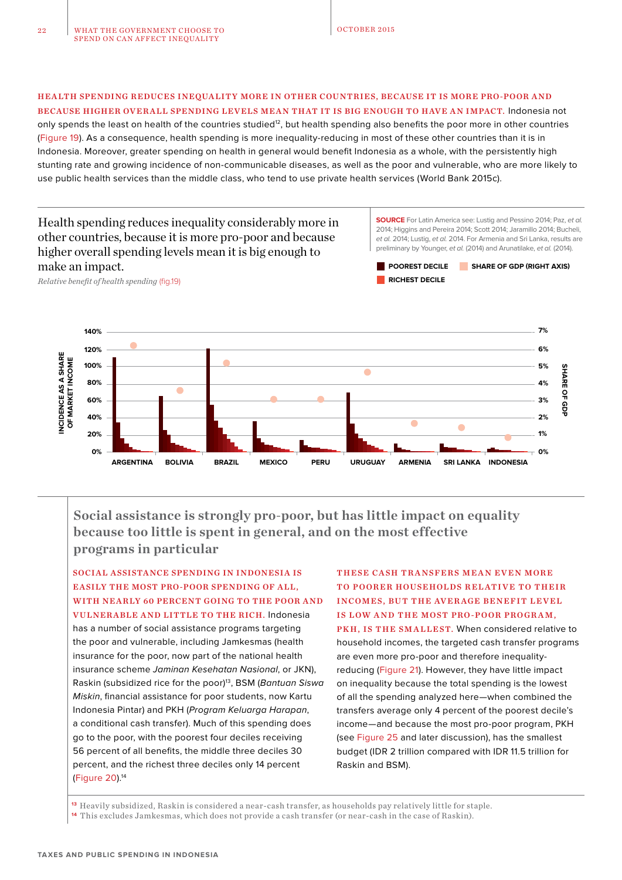**HEALTH SPENDING REDUCES INEQUALITY MORE IN OTHER COUNTRIES, BECAUSE IT IS MORE PRO-POOR AND BECAUSE HIGHER OVERALL SPENDING LEVELS MEAN THAT IT IS BIG ENOUGH TO HAVE AN IMPACT.** Indonesia not only spends the least on health of the countries studied[12], but health spending also benefits the poor more in other countries (Figure 19). As a consequence, health spending is more inequality-reducing in most of these other countries than it is in Indonesia. Moreover, greater spending on health in general would benefit Indonesia as a whole, with the persistently high stunting rate and growing incidence of non-communicable diseases, as well as the poor and vulnerable, who are more likely to use public health services than the middle class, who tend to use private health services (World Bank 2015c).

Health spending reduces inequality considerably more in other countries, because it is more pro-poor and because higher overall spending levels mean it is big enough to make an impact.

*Relative benefit of health spending* (fig.19)

**SOURCE** For Latin America see: Lustig and Pessino 2014; Paz, *et al.* 2014; Higgins and Pereira 2014; Scott 2014; Jaramillo 2014; Bucheli, *et al.* 2014; Lustig, *et al.* 2014. For Armenia and Sri Lanka, results are preliminary by Younger, *et al.* (2014) and Arunatilake, *et al.* (2014).

POOREST DECILE · RICHEST DECILE · SHARE OF GDP (RIGHT AXIS)

Left axis: INCIDENCE AS A SHARE OF MARKET INCOME (0%–140%); Right axis: SHARE OF GDP (0%–7%)

Countries: ARGENTINA, BOLIVIA, BRAZIL, MEXICO, PERU, URUGUAY, ARMENIA, SRI LANKA, INDONESIA

## Social assistance is strongly pro-poor, but has little impact on equality because too little is spent in general, and on the most effective programs in particular

**SOCIAL ASSISTANCE SPENDING IN INDONESIA IS EASILY THE MOST PRO-POOR SPENDING OF ALL, WITH NEARLY 60 PERCENT GOING TO THE POOR AND VULNERABLE AND LITTLE TO THE RICH.** Indonesia has a number of social assistance programs targeting the poor and vulnerable, including Jamkesmas (health insurance for the poor, now part of the national health insurance scheme *Jaminan Kesehatan Nasional*, or JKN), Raskin (subsidized rice for the poor)[13], BSM (*Bantuan Siswa Miskin*, financial assistance for poor students, now Kartu Indonesia Pintar) and PKH (*Program Keluarga Harapan*, a conditional cash transfer). Much of this spending does go to the poor, with the poorest four deciles receiving 56 percent of all benefits, the middle three deciles 30 percent, and the richest three deciles only 14 percent (Figure 20).[14]

**THESE CASH TRANSFERS MEAN EVEN MORE TO POORER HOUSEHOLDS RELATIVE TO THEIR INCOMES, BUT THE AVERAGE BENEFIT LEVEL IS LOW AND THE MOST PRO-POOR PROGRAM, PKH, IS THE SMALLEST.** When considered relative to household incomes, the targeted cash transfer programs are even more pro-poor and therefore inequality-reducing (Figure 21). However, they have little impact on inequality because the total spending is the lowest of all the spending analyzed here—when combined the transfers average only 4 percent of the poorest decile's income—and because the most pro-poor program, PKH (see Figure 25 and later discussion), has the smallest budget (IDR 2 trillion compared with IDR 11.5 trillion for Raskin and BSM).

[13] Heavily subsidized, Raskin is considered a near-cash transfer, as households pay relatively little for staple.

[14] This excludes Jamkesmas, which does not provide a cash transfer (or near-cash in the case of Raskin).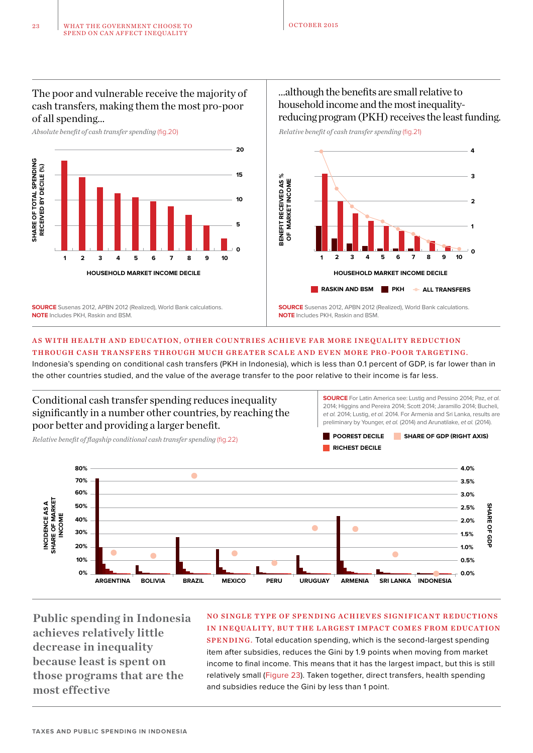The poor and vulnerable receive the majority of cash transfers, making them the most pro-poor of all spending...

*Absolute benefit of cash transfer spending* (fig.20)

SHARE OF TOTAL SPENDING RECEIVED BY DECILE (%)

HOUSEHOLD MARKET INCOME DECILE

**SOURCE** Susenas 2012, APBN 2012 (Realized), World Bank calculations.
**NOTE** Includes PKH, Raskin and BSM.

...although the benefits are small relative to household income and the most inequality-reducing program (PKH) receives the least funding.

*Relative benefit of cash transfer spending* (fig.21)

BENEFIT RECEIVED AS % OF MARKET INCOME

HOUSEHOLD MARKET INCOME DECILE

RASKIN AND BSM | PKH | ALL TRANSFERS

**SOURCE** Susenas 2012, APBN 2012 (Realized), World Bank calculations.
**NOTE** Includes PKH, Raskin and BSM.

**AS WITH HEALTH AND EDUCATION, OTHER COUNTRIES ACHIEVE FAR MORE INEQUALITY REDUCTION THROUGH CASH TRANSFERS THROUGH MUCH GREATER SCALE AND EVEN MORE PRO-POOR TARGETING.** Indonesia's spending on conditional cash transfers (PKH in Indonesia), which is less than 0.1 percent of GDP, is far lower than in the other countries studied, and the value of the average transfer to the poor relative to their income is far less.

Conditional cash transfer spending reduces inequality significantly in a number other countries, by reaching the poor better and providing a larger benefit.

*Relative benefit of flagship conditional cash transfer spending* (fig.22)

**SOURCE** For Latin America see: Lustig and Pessino 2014; Paz, *et al.* 2014; Higgins and Pereira 2014; Scott 2014; Jaramillo 2014; Bucheli, *et al.* 2014; Lustig, *et al.* 2014. For Armenia and Sri Lanka, results are preliminary by Younger, *et al.* (2014) and Arunatilake, *et al.* (2014).

POOREST DECILE | SHARE OF GDP (RIGHT AXIS) | RICHEST DECILE

INCIDENCE AS A SHARE OF MARKET INCOME

SHARE OF GDP

ARGENTINA, BOLIVIA, BRAZIL, MEXICO, PERU, URUGUAY, ARMENIA, SRI LANKA, INDONESIA

## Public spending in Indonesia achieves relatively little decrease in inequality because least is spent on those programs that are the most effective

**NO SINGLE TYPE OF SPENDING ACHIEVES SIGNIFICANT REDUCTIONS IN INEQUALITY, BUT THE LARGEST IMPACT COMES FROM EDUCATION SPENDING.** Total education spending, which is the second-largest spending item after subsidies, reduces the Gini by 1.9 points when moving from market income to final income. This means that it has the largest impact, but this is still relatively small (Figure 23). Taken together, direct transfers, health spending and subsidies reduce the Gini by less than 1 point.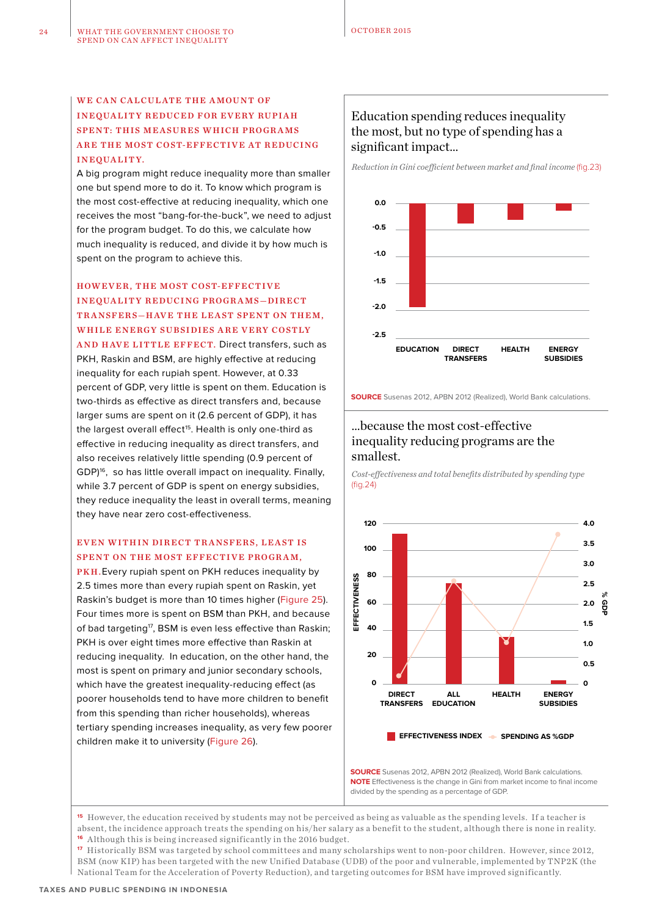**WE CAN CALCULATE THE AMOUNT OF INEQUALITY REDUCED FOR EVERY RUPIAH SPENT: THIS MEASURES WHICH PROGRAMS ARE THE MOST COST-EFFECTIVE AT REDUCING INEQUALITY.**

A big program might reduce inequality more than smaller one but spend more to do it. To know which program is the most cost-effective at reducing inequality, which one receives the most "bang-for-the-buck", we need to adjust for the program budget. To do this, we calculate how much inequality is reduced, and divide it by how much is spent on the program to achieve this.

**HOWEVER, THE MOST COST-EFFECTIVE INEQUALITY REDUCING PROGRAMS—DIRECT TRANSFERS—HAVE THE LEAST SPENT ON THEM, WHILE ENERGY SUBSIDIES ARE VERY COSTLY AND HAVE LITTLE EFFECT.** Direct transfers, such as PKH, Raskin and BSM, are highly effective at reducing inequality for each rupiah spent. However, at 0.33 percent of GDP, very little is spent on them. Education is two-thirds as effective as direct transfers and, because larger sums are spent on it (2.6 percent of GDP), it has the largest overall effect[15]. Health is only one-third as effective in reducing inequality as direct transfers, and also receives relatively little spending (0.9 percent of GDP)[16], so has little overall impact on inequality. Finally, while 3.7 percent of GDP is spent on energy subsidies, they reduce inequality the least in overall terms, meaning they have near zero cost-effectiveness.

**EVEN WITHIN DIRECT TRANSFERS, LEAST IS SPENT ON THE MOST EFFECTIVE PROGRAM, PKH.** Every rupiah spent on PKH reduces inequality by 2.5 times more than every rupiah spent on Raskin, yet Raskin's budget is more than 10 times higher (Figure 25). Four times more is spent on BSM than PKH, and because of bad targeting[17], BSM is even less effective than Raskin; PKH is over eight times more effective than Raskin at reducing inequality. In education, on the other hand, the most is spent on primary and junior secondary schools, which have the greatest inequality-reducing effect (as poorer households tend to have more children to benefit from this spending than richer households), whereas tertiary spending increases inequality, as very few poorer children make it to university (Figure 26).

## Education spending reduces inequality the most, but no type of spending has a significant impact...

*Reduction in Gini coefficient between market and final income* (fig.23)

| Spending type | Reduction in Gini (approx.) |
|---|---|
| EDUCATION | -2.0 |
| DIRECT TRANSFERS | -0.4 |
| HEALTH | -0.3 |
| ENERGY SUBSIDIES | -0.1 |

**SOURCE** Susenas 2012, APBN 2012 (Realized), World Bank calculations.

## ...because the most cost-effective inequality reducing programs are the smallest.

*Cost-effectiveness and total benefits distributed by spending type* (fig.24)

| Spending type | Effectiveness index (approx.) | Spending as %GDP (approx.) |
|---|---|---|
| DIRECT TRANSFERS | 112 | 0.33 |
| ALL EDUCATION | 76 | 2.6 |
| HEALTH | 35 | 0.9 |
| ENERGY SUBSIDIES | 3 | 3.7 |

**SOURCE** Susenas 2012, APBN 2012 (Realized), World Bank calculations.
**NOTE** Effectiveness is the change in Gini from market income to final income divided by the spending as a percentage of GDP.

---

[15] However, the education received by students may not be perceived as being as valuable as the spending levels. If a teacher is absent, the incidence approach treats the spending on his/her salary as a benefit to the student, although there is none in reality.

[16] Although this is being increased significantly in the 2016 budget.

[17] Historically BSM was targeted by school committees and many scholarships went to non-poor children. However, since 2012, BSM (now KIP) has been targeted with the new Unified Database (UDB) of the poor and vulnerable, implemented by TNP2K (the National Team for the Acceleration of Poverty Reduction), and targeting outcomes for BSM have improved significantly.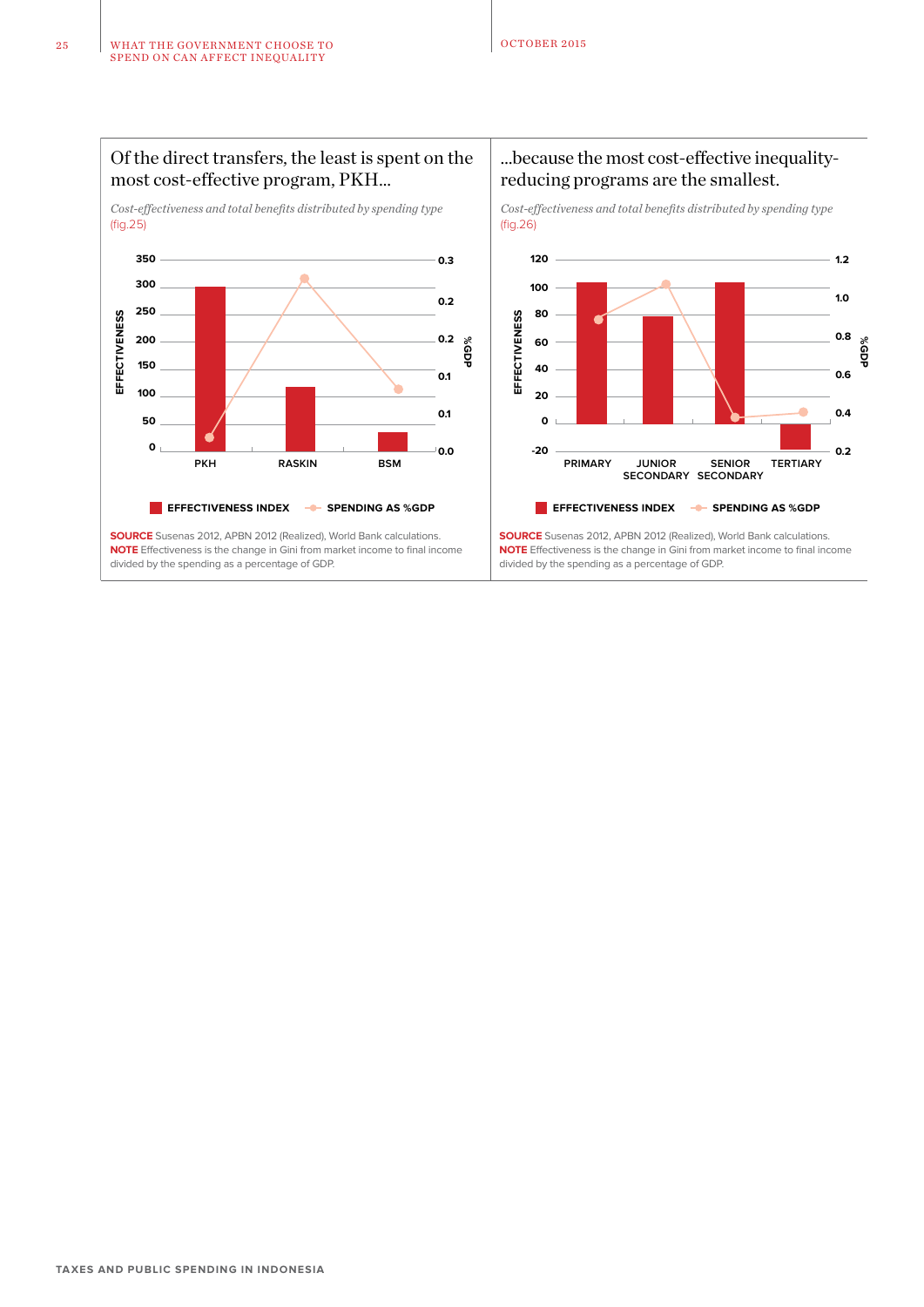## Of the direct transfers, the least is spent on the most cost-effective program, PKH...

*Cost-effectiveness and total benefits distributed by spending type*
(fig.25)

EFFECTIVENESS INDEX | SPENDING AS %GDP

**SOURCE** Susenas 2012, APBN 2012 (Realized), World Bank calculations.
**NOTE** Effectiveness is the change in Gini from market income to final income divided by the spending as a percentage of GDP.

## ...because the most cost-effective inequality-reducing programs are the smallest.

*Cost-effectiveness and total benefits distributed by spending type*
(fig.26)

EFFECTIVENESS INDEX | SPENDING AS %GDP

**SOURCE** Susenas 2012, APBN 2012 (Realized), World Bank calculations.
**NOTE** Effectiveness is the change in Gini from market income to final income divided by the spending as a percentage of GDP.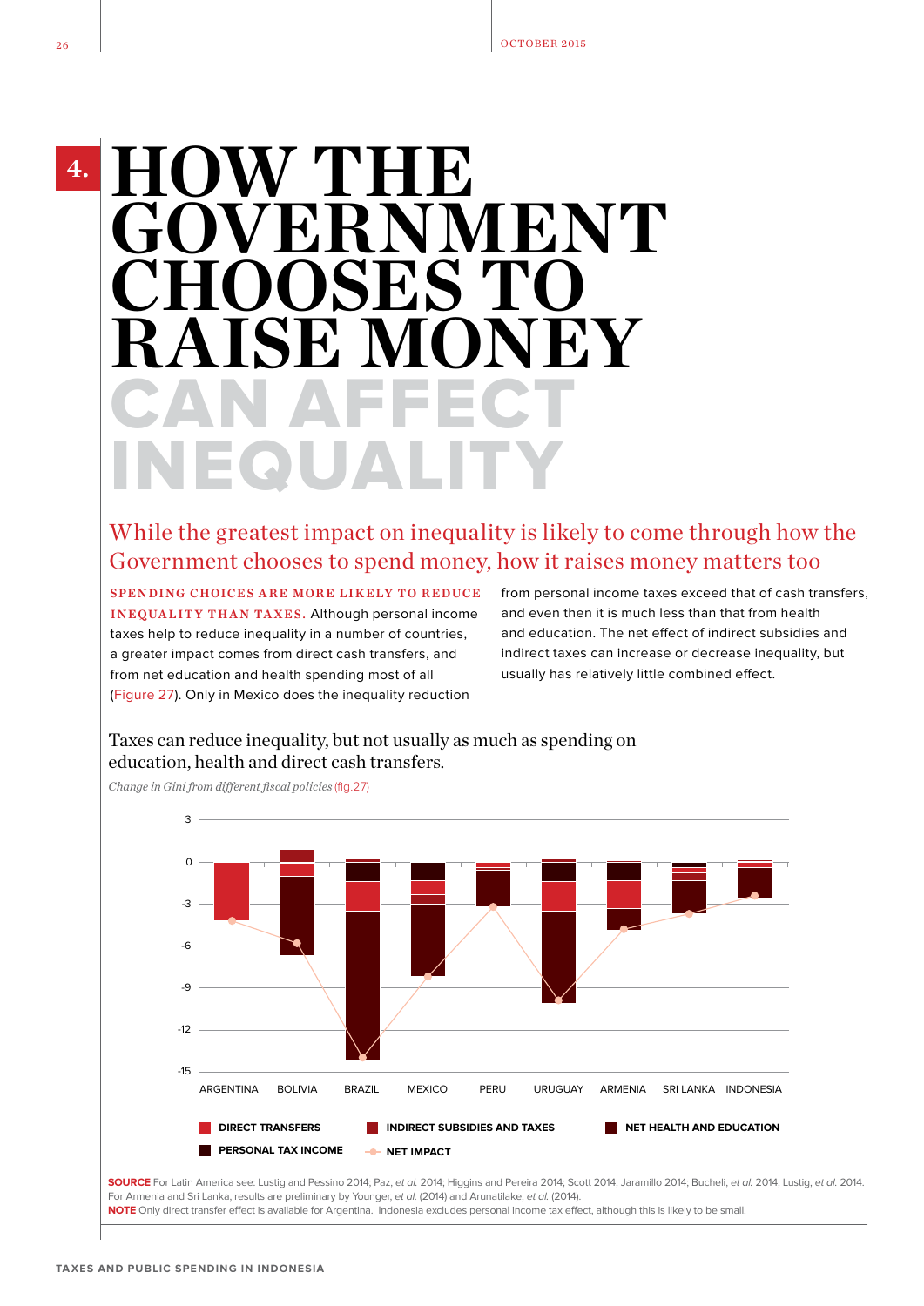# 4. HOW THE GOVERNMENT CHOOSES TO RAISE MONEY CAN AFFECT INEQUALITY

## While the greatest impact on inequality is likely to come through how the Government chooses to spend money, how it raises money matters too

**SPENDING CHOICES ARE MORE LIKELY TO REDUCE INEQUALITY THAN TAXES.** Although personal income taxes help to reduce inequality in a number of countries, a greater impact comes from direct cash transfers, and from net education and health spending most of all (Figure 27). Only in Mexico does the inequality reduction from personal income taxes exceed that of cash transfers, and even then it is much less than that from health and education. The net effect of indirect subsidies and indirect taxes can increase or decrease inequality, but usually has relatively little combined effect.

### Taxes can reduce inequality, but not usually as much as spending on education, health and direct cash transfers.

*Change in Gini from different fiscal policies* (fig.27)

Legend: DIRECT TRANSFERS; INDIRECT SUBSIDIES AND TAXES; NET HEALTH AND EDUCATION; PERSONAL TAX INCOME; NET IMPACT

Countries: ARGENTINA, BOLIVIA, BRAZIL, MEXICO, PERU, URUGUAY, ARMENIA, SRI LANKA, INDONESIA

Y-axis: 3, 0, -3, -6, -9, -12, -15

**SOURCE** For Latin America see: Lustig and Pessino 2014; Paz, *et al.* 2014; Higgins and Pereira 2014; Scott 2014; Jaramillo 2014; Bucheli, *et al.* 2014; Lustig, *et al.* 2014. For Armenia and Sri Lanka, results are preliminary by Younger, *et al.* (2014) and Arunatilake, *et al.* (2014).

**NOTE** Only direct transfer effect is available for Argentina. Indonesia excludes personal income tax effect, although this is likely to be small.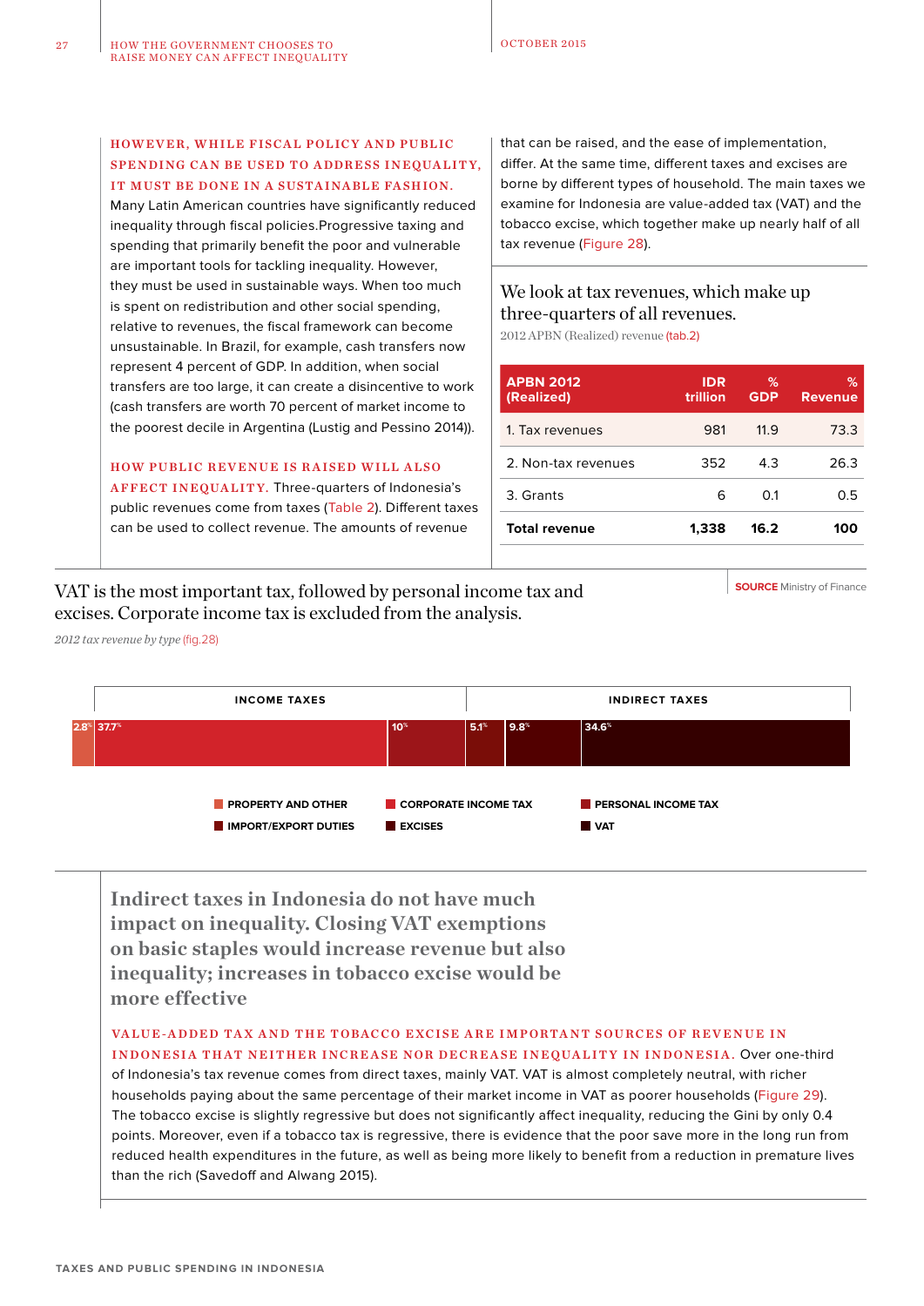**HOWEVER, WHILE FISCAL POLICY AND PUBLIC SPENDING CAN BE USED TO ADDRESS INEQUALITY, IT MUST BE DONE IN A SUSTAINABLE FASHION.** Many Latin American countries have significantly reduced inequality through fiscal policies.Progressive taxing and spending that primarily benefit the poor and vulnerable are important tools for tackling inequality. However, they must be used in sustainable ways. When too much is spent on redistribution and other social spending, relative to revenues, the fiscal framework can become unsustainable. In Brazil, for example, cash transfers now represent 4 percent of GDP. In addition, when social transfers are too large, it can create a disincentive to work (cash transfers are worth 70 percent of market income to the poorest decile in Argentina (Lustig and Pessino 2014)).

**HOW PUBLIC REVENUE IS RAISED WILL ALSO AFFECT INEQUALITY.** Three-quarters of Indonesia's public revenues come from taxes (Table 2). Different taxes can be used to collect revenue. The amounts of revenue that can be raised, and the ease of implementation, differ. At the same time, different taxes and excises are borne by different types of household. The main taxes we examine for Indonesia are value-added tax (VAT) and the tobacco excise, which together make up nearly half of all tax revenue (Figure 28).

### We look at tax revenues, which make up three-quarters of all revenues.

*2012 APBN (Realized) revenue (tab.2)*

| APBN 2012 (Realized) | IDR trillion | % GDP | % Revenue |
|---|---|---|---|
| 1. Tax revenues | 981 | 11.9 | 73.3 |
| 2. Non-tax revenues | 352 | 4.3 | 26.3 |
| 3. Grants | 6 | 0.1 | 0.5 |
| **Total revenue** | **1,338** | **16.2** | **100** |

**SOURCE** Ministry of Finance

### VAT is the most important tax, followed by personal income tax and excises. Corporate income tax is excluded from the analysis.

*2012 tax revenue by type (fig.28)*

| | INCOME TAXES | | | INDIRECT TAXES | | |
|---|---|---|---|---|---|---|
| Property and other | Corporate income tax | Personal income tax | Import/export duties | Excises | VAT |
| 2.8% | 37.7% | 10% | 5.1% | 9.8% | 34.6% |

## Indirect taxes in Indonesia do not have much impact on inequality. Closing VAT exemptions on basic staples would increase revenue but also inequality; increases in tobacco excise would be more effective

**VALUE-ADDED TAX AND THE TOBACCO EXCISE ARE IMPORTANT SOURCES OF REVENUE IN INDONESIA THAT NEITHER INCREASE NOR DECREASE INEQUALITY IN INDONESIA.** Over one-third of Indonesia's tax revenue comes from direct taxes, mainly VAT. VAT is almost completely neutral, with richer households paying about the same percentage of their market income in VAT as poorer households (Figure 29). The tobacco excise is slightly regressive but does not significantly affect inequality, reducing the Gini by only 0.4 points. Moreover, even if a tobacco tax is regressive, there is evidence that the poor save more in the long run from reduced health expenditures in the future, as well as being more likely to benefit from a reduction in premature lives than the rich (Savedoff and Alwang 2015).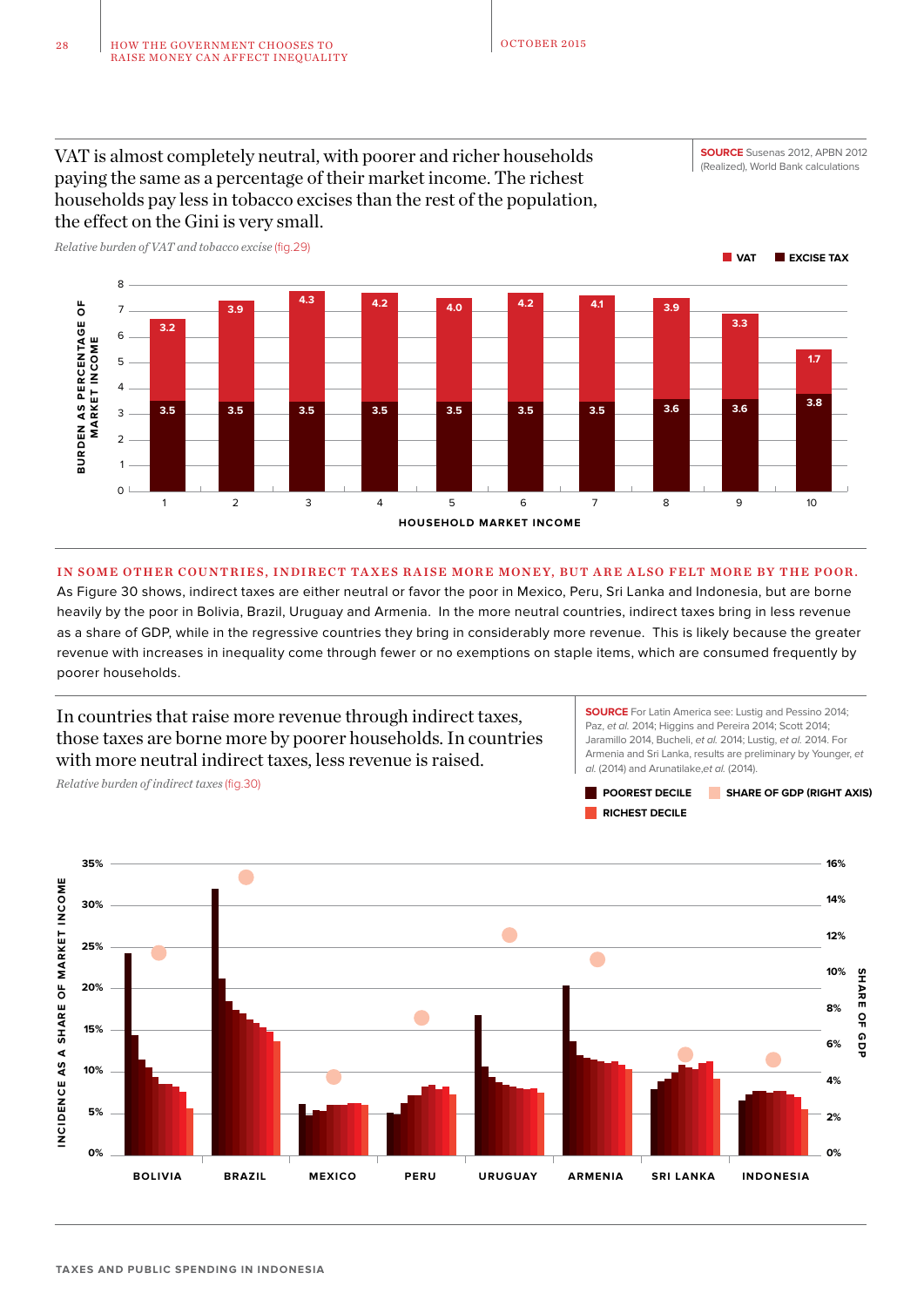VAT is almost completely neutral, with poorer and richer households paying the same as a percentage of their market income. The richest households pay less in tobacco excises than the rest of the population, the effect on the Gini is very small.

**SOURCE** Susenas 2012, APBN 2012 (Realized), World Bank calculations

*Relative burden of VAT and tobacco excise* (fig.29)

| Household market income | 1 | 2 | 3 | 4 | 5 | 6 | 7 | 8 | 9 | 10 |
|---|---|---|---|---|---|---|---|---|---|---|
| VAT | 3.2 | 3.9 | 4.3 | 4.2 | 4.0 | 4.2 | 4.1 | 3.9 | 3.3 | 1.7 |
| Excise tax | 3.5 | 3.5 | 3.5 | 3.5 | 3.5 | 3.5 | 3.5 | 3.6 | 3.6 | 3.8 |

Burden as percentage of market income

**IN SOME OTHER COUNTRIES, INDIRECT TAXES RAISE MORE MONEY, BUT ARE ALSO FELT MORE BY THE POOR.** As Figure 30 shows, indirect taxes are either neutral or favor the poor in Mexico, Peru, Sri Lanka and Indonesia, but are borne heavily by the poor in Bolivia, Brazil, Uruguay and Armenia. In the more neutral countries, indirect taxes bring in less revenue as a share of GDP, while in the regressive countries they bring in considerably more revenue. This is likely because the greater revenue with increases in inequality come through fewer or no exemptions on staple items, which are consumed frequently by poorer households.

In countries that raise more revenue through indirect taxes, those taxes are borne more by poorer households. In countries with more neutral indirect taxes, less revenue is raised.

**SOURCE** For Latin America see: Lustig and Pessino 2014; Paz, *et al.* 2014; Higgins and Pereira 2014; Scott 2014; Jaramillo 2014, Bucheli, *et al.* 2014; Lustig, *et al.* 2014. For Armenia and Sri Lanka, results are preliminary by Younger, *et al.* (2014) and Arunatilake,*et al.* (2014).

*Relative burden of indirect taxes* (fig.30)

Legend: Poorest decile; Richest decile; Share of GDP (right axis)

Countries: Bolivia, Brazil, Mexico, Peru, Uruguay, Armenia, Sri Lanka, Indonesia

Left axis: Incidence as a share of market income (0%–35%); Right axis: Share of GDP (0%–16%)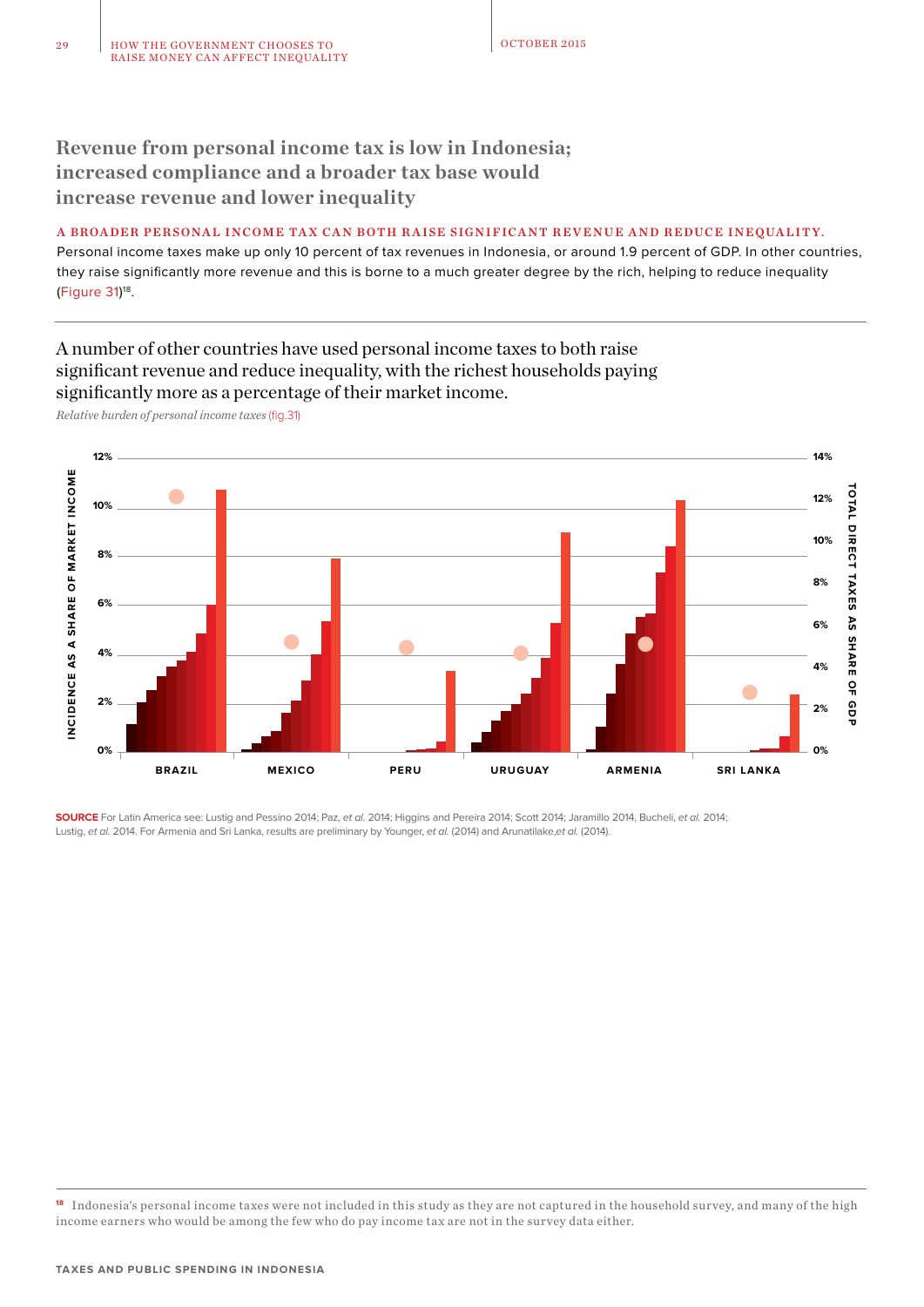## Revenue from personal income tax is low in Indonesia; increased compliance and a broader tax base would increase revenue and lower inequality

**A BROADER PERSONAL INCOME TAX CAN BOTH RAISE SIGNIFICANT REVENUE AND REDUCE INEQUALITY.**
Personal income taxes make up only 10 percent of tax revenues in Indonesia, or around 1.9 percent of GDP. In other countries, they raise significantly more revenue and this is borne to a much greater degree by the rich, helping to reduce inequality (Figure 31)[18].

A number of other countries have used personal income taxes to both raise significant revenue and reduce inequality, with the richest households paying significantly more as a percentage of their market income.

*Relative burden of personal income taxes* (fig.31)

INCIDENCE AS A SHARE OF MARKET INCOME (left axis: 0%–12%); TOTAL DIRECT TAXES AS SHARE OF GDP (right axis: 0%–14%)

BRAZIL | MEXICO | PERU | URUGUAY | ARMENIA | SRI LANKA

**SOURCE** For Latin America see: Lustig and Pessino 2014; Paz, *et al.* 2014; Higgins and Pereira 2014; Scott 2014; Jaramillo 2014, Bucheli, *et al.* 2014; Lustig, *et al.* 2014. For Armenia and Sri Lanka, results are preliminary by Younger, *et al.* (2014) and Arunatilake,*et al.* (2014).

[18] Indonesia's personal income taxes were not included in this study as they are not captured in the household survey, and many of the high income earners who would be among the few who do pay income tax are not in the survey data either.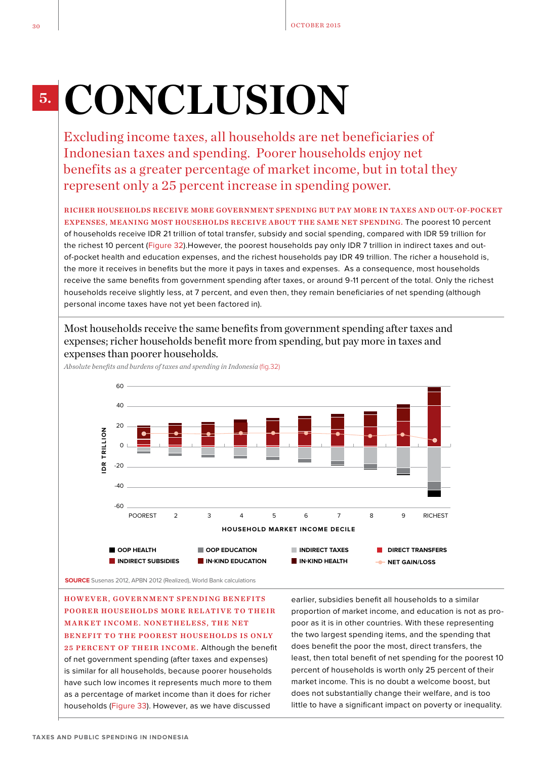# 5. CONCLUSION

Excluding income taxes, all households are net beneficiaries of Indonesian taxes and spending. Poorer households enjoy net benefits as a greater percentage of market income, but in total they represent only a 25 percent increase in spending power.

**RICHER HOUSEHOLDS RECEIVE MORE GOVERNMENT SPENDING BUT PAY MORE IN TAXES AND OUT-OF-POCKET EXPENSES, MEANING MOST HOUSEHOLDS RECEIVE ABOUT THE SAME NET SPENDING.** The poorest 10 percent of households receive IDR 21 trillion of total transfer, subsidy and social spending, compared with IDR 59 trillion for the richest 10 percent (Figure 32).However, the poorest households pay only IDR 7 trillion in indirect taxes and out-of-pocket health and education expenses, and the richest households pay IDR 49 trillion. The richer a household is, the more it receives in benefits but the more it pays in taxes and expenses. As a consequence, most households receive the same benefits from government spending after taxes, or around 9-11 percent of the total. Only the richest households receive slightly less, at 7 percent, and even then, they remain beneficiaries of net spending (although personal income taxes have not yet been factored in).

Most households receive the same benefits from government spending after taxes and expenses; richer households benefit more from spending, but pay more in taxes and expenses than poorer households.

*Absolute benefits and burdens of taxes and spending in Indonesia* (fig.32)

SOURCE Susenas 2012, APBN 2012 (Realized), World Bank calculations

**HOWEVER, GOVERNMENT SPENDING BENEFITS POORER HOUSEHOLDS MORE RELATIVE TO THEIR MARKET INCOME. NONETHELESS, THE NET BENEFIT TO THE POOREST HOUSEHOLDS IS ONLY 25 PERCENT OF THEIR INCOME.** Although the benefit of net government spending (after taxes and expenses) is similar for all households, because poorer households have such low incomes it represents much more to them as a percentage of market income than it does for richer households (Figure 33). However, as we have discussed earlier, subsidies benefit all households to a similar proportion of market income, and education is not as pro-poor as it is in other countries. With these representing the two largest spending items, and the spending that does benefit the poor the most, direct transfers, the least, then total benefit of net spending for the poorest 10 percent of households is worth only 25 percent of their market income. This is no doubt a welcome boost, but does not substantially change their welfare, and is too little to have a significant impact on poverty or inequality.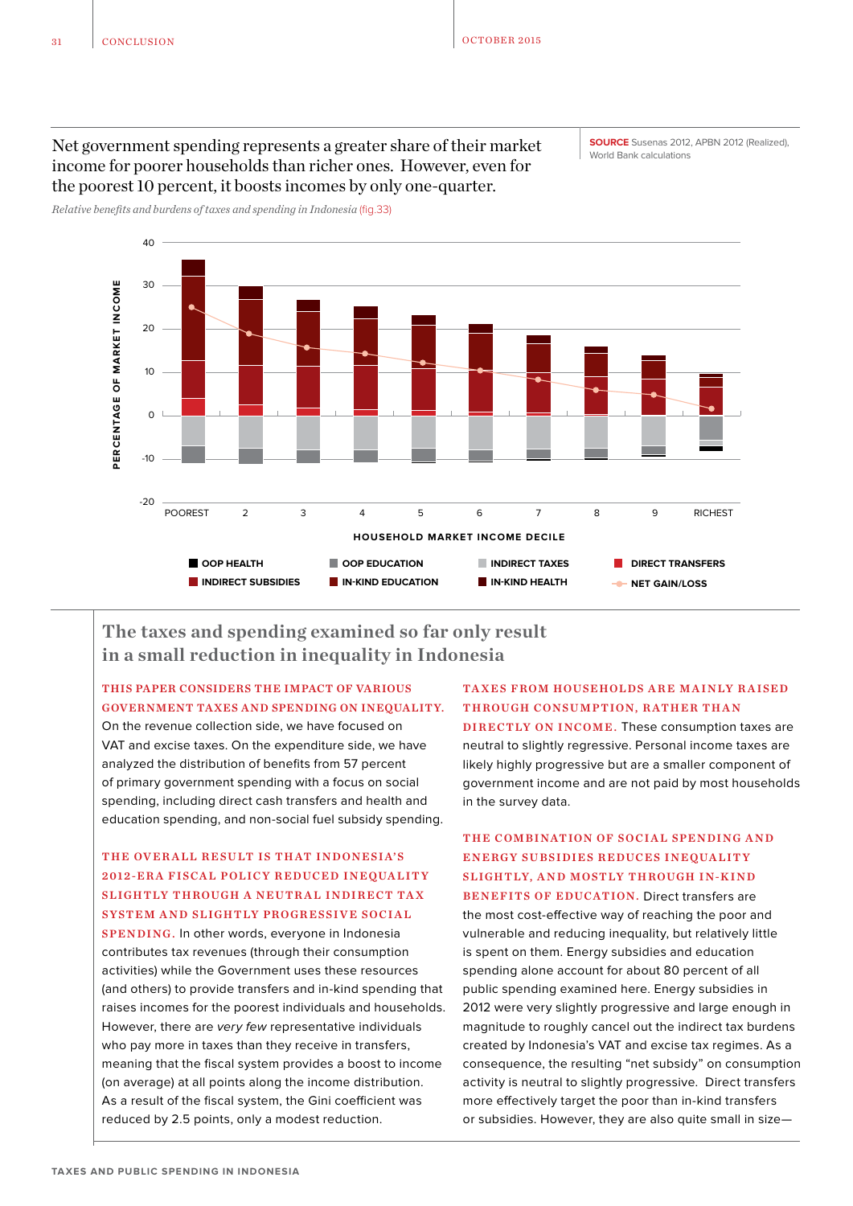Net government spending represents a greater share of their market income for poorer households than richer ones. However, even for the poorest 10 percent, it boosts incomes by only one-quarter.

**SOURCE** Susenas 2012, APBN 2012 (Realized), World Bank calculations

*Relative benefits and burdens of taxes and spending in Indonesia* (fig.33)

## The taxes and spending examined so far only result in a small reduction in inequality in Indonesia

**THIS PAPER CONSIDERS THE IMPACT OF VARIOUS GOVERNMENT TAXES AND SPENDING ON INEQUALITY.** On the revenue collection side, we have focused on VAT and excise taxes. On the expenditure side, we have analyzed the distribution of benefits from 57 percent of primary government spending with a focus on social spending, including direct cash transfers and health and education spending, and non-social fuel subsidy spending.

**THE OVERALL RESULT IS THAT INDONESIA'S 2012-ERA FISCAL POLICY REDUCED INEQUALITY SLIGHTLY THROUGH A NEUTRAL INDIRECT TAX SYSTEM AND SLIGHTLY PROGRESSIVE SOCIAL SPENDING.** In other words, everyone in Indonesia contributes tax revenues (through their consumption activities) while the Government uses these resources (and others) to provide transfers and in-kind spending that raises incomes for the poorest individuals and households. However, there are *very few* representative individuals who pay more in taxes than they receive in transfers, meaning that the fiscal system provides a boost to income (on average) at all points along the income distribution. As a result of the fiscal system, the Gini coefficient was reduced by 2.5 points, only a modest reduction.

**TAXES FROM HOUSEHOLDS ARE MAINLY RAISED THROUGH CONSUMPTION, RATHER THAN DIRECTLY ON INCOME.** These consumption taxes are neutral to slightly regressive. Personal income taxes are likely highly progressive but are a smaller component of government income and are not paid by most households in the survey data.

**THE COMBINATION OF SOCIAL SPENDING AND ENERGY SUBSIDIES REDUCES INEQUALITY SLIGHTLY, AND MOSTLY THROUGH IN-KIND BENEFITS OF EDUCATION.** Direct transfers are the most cost-effective way of reaching the poor and vulnerable and reducing inequality, but relatively little is spent on them. Energy subsidies and education spending alone account for about 80 percent of all public spending examined here. Energy subsidies in 2012 were very slightly progressive and large enough in magnitude to roughly cancel out the indirect tax burdens created by Indonesia's VAT and excise tax regimes. As a consequence, the resulting "net subsidy" on consumption activity is neutral to slightly progressive. Direct transfers more effectively target the poor than in-kind transfers or subsidies. However, they are also quite small in size—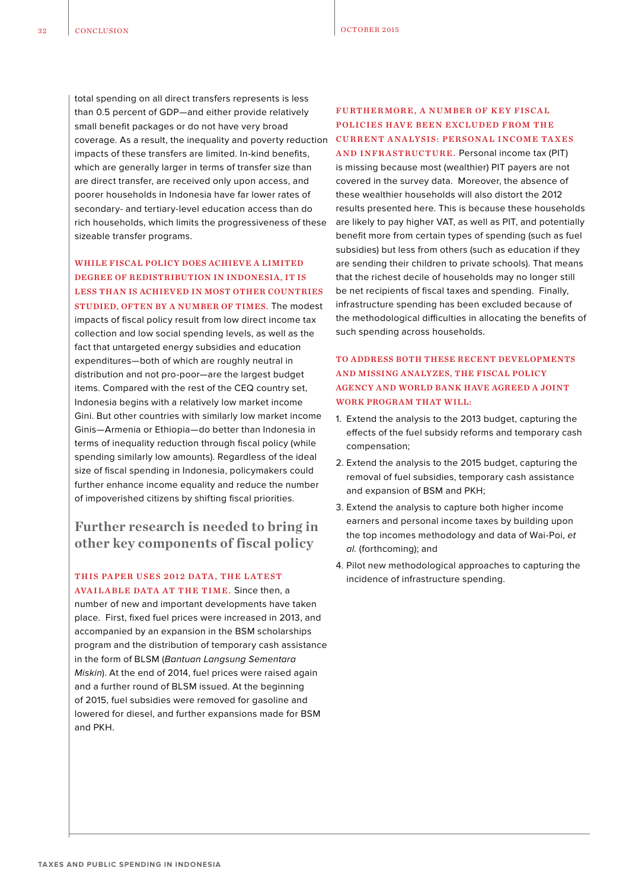total spending on all direct transfers represents is less than 0.5 percent of GDP—and either provide relatively small benefit packages or do not have very broad coverage. As a result, the inequality and poverty reduction impacts of these transfers are limited. In-kind benefits, which are generally larger in terms of transfer size than are direct transfer, are received only upon access, and poorer households in Indonesia have far lower rates of secondary- and tertiary-level education access than do rich households, which limits the progressiveness of these sizeable transfer programs.

**WHILE FISCAL POLICY DOES ACHIEVE A LIMITED DEGREE OF REDISTRIBUTION IN INDONESIA, IT IS LESS THAN IS ACHIEVED IN MOST OTHER COUNTRIES STUDIED, OFTEN BY A NUMBER OF TIMES.** The modest impacts of fiscal policy result from low direct income tax collection and low social spending levels, as well as the fact that untargeted energy subsidies and education expenditures—both of which are roughly neutral in distribution and not pro-poor—are the largest budget items. Compared with the rest of the CEQ country set, Indonesia begins with a relatively low market income Gini. But other countries with similarly low market income Ginis—Armenia or Ethiopia—do better than Indonesia in terms of inequality reduction through fiscal policy (while spending similarly low amounts). Regardless of the ideal size of fiscal spending in Indonesia, policymakers could further enhance income equality and reduce the number of impoverished citizens by shifting fiscal priorities.

## Further research is needed to bring in other key components of fiscal policy

**THIS PAPER USES 2012 DATA, THE LATEST AVAILABLE DATA AT THE TIME.** Since then, a number of new and important developments have taken place. First, fixed fuel prices were increased in 2013, and accompanied by an expansion in the BSM scholarships program and the distribution of temporary cash assistance in the form of BLSM (*Bantuan Langsung Sementara Miskin*). At the end of 2014, fuel prices were raised again and a further round of BLSM issued. At the beginning of 2015, fuel subsidies were removed for gasoline and lowered for diesel, and further expansions made for BSM and PKH.

**FURTHERMORE, A NUMBER OF KEY FISCAL POLICIES HAVE BEEN EXCLUDED FROM THE CURRENT ANALYSIS: PERSONAL INCOME TAXES AND INFRASTRUCTURE.** Personal income tax (PIT) is missing because most (wealthier) PIT payers are not covered in the survey data. Moreover, the absence of these wealthier households will also distort the 2012 results presented here. This is because these households are likely to pay higher VAT, as well as PIT, and potentially benefit more from certain types of spending (such as fuel subsidies) but less from others (such as education if they are sending their children to private schools). That means that the richest decile of households may no longer still be net recipients of fiscal taxes and spending. Finally, infrastructure spending has been excluded because of the methodological difficulties in allocating the benefits of such spending across households.

**TO ADDRESS BOTH THESE RECENT DEVELOPMENTS AND MISSING ANALYZES, THE FISCAL POLICY AGENCY AND WORLD BANK HAVE AGREED A JOINT WORK PROGRAM THAT WILL:**

1. Extend the analysis to the 2013 budget, capturing the effects of the fuel subsidy reforms and temporary cash compensation;
2. Extend the analysis to the 2015 budget, capturing the removal of fuel subsidies, temporary cash assistance and expansion of BSM and PKH;
3. Extend the analysis to capture both higher income earners and personal income taxes by building upon the top incomes methodology and data of Wai-Poi, *et al.* (forthcoming); and
4. Pilot new methodological approaches to capturing the incidence of infrastructure spending.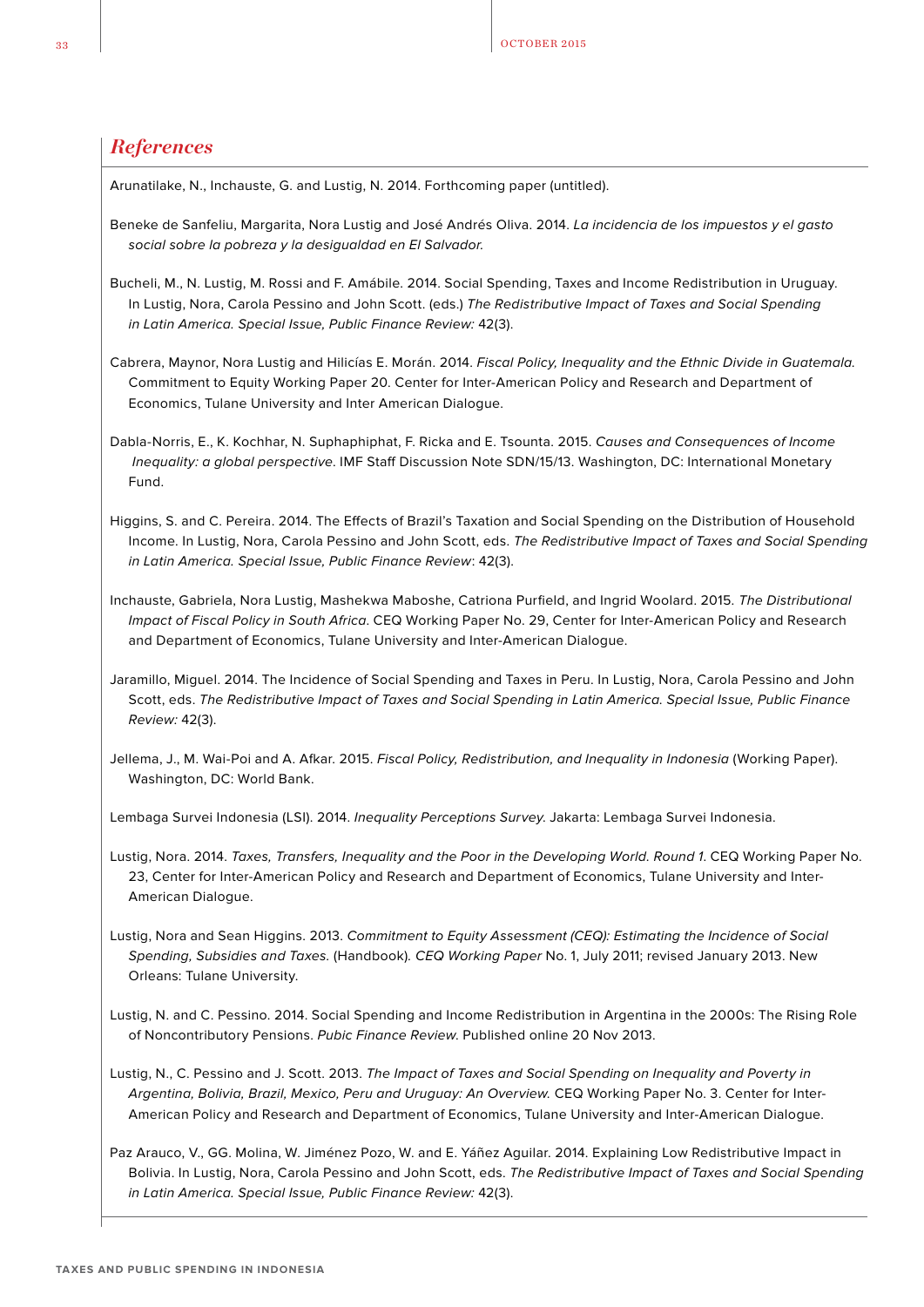## *References*

Arunatilake, N., Inchauste, G. and Lustig, N. 2014. Forthcoming paper (untitled).

Beneke de Sanfeliu, Margarita, Nora Lustig and José Andrés Oliva. 2014. *La incidencia de los impuestos y el gasto social sobre la pobreza y la desigualdad en El Salvador.*

Bucheli, M., N. Lustig, M. Rossi and F. Amábile. 2014. Social Spending, Taxes and Income Redistribution in Uruguay. In Lustig, Nora, Carola Pessino and John Scott. (eds.) *The Redistributive Impact of Taxes and Social Spending in Latin America. Special Issue, Public Finance Review:* 42(3).

Cabrera, Maynor, Nora Lustig and Hilicías E. Morán. 2014. *Fiscal Policy, Inequality and the Ethnic Divide in Guatemala.* Commitment to Equity Working Paper 20. Center for Inter-American Policy and Research and Department of Economics, Tulane University and Inter American Dialogue.

Dabla-Norris, E., K. Kochhar, N. Suphaphiphat, F. Ricka and E. Tsounta. 2015. *Causes and Consequences of Income Inequality: a global perspective*. IMF Staff Discussion Note SDN/15/13. Washington, DC: International Monetary Fund.

Higgins, S. and C. Pereira. 2014. The Effects of Brazil's Taxation and Social Spending on the Distribution of Household Income. In Lustig, Nora, Carola Pessino and John Scott, eds. *The Redistributive Impact of Taxes and Social Spending in Latin America. Special Issue, Public Finance Review*: 42(3).

Inchauste, Gabriela, Nora Lustig, Mashekwa Maboshe, Catriona Purfield, and Ingrid Woolard. 2015. *The Distributional Impact of Fiscal Policy in South Africa*. CEQ Working Paper No. 29, Center for Inter-American Policy and Research and Department of Economics, Tulane University and Inter-American Dialogue.

Jaramillo, Miguel. 2014. The Incidence of Social Spending and Taxes in Peru. In Lustig, Nora, Carola Pessino and John Scott, eds. *The Redistributive Impact of Taxes and Social Spending in Latin America. Special Issue, Public Finance Review:* 42(3).

Jellema, J., M. Wai-Poi and A. Afkar. 2015. *Fiscal Policy, Redistribution, and Inequality in Indonesia* (Working Paper). Washington, DC: World Bank.

Lembaga Survei Indonesia (LSI). 2014. *Inequality Perceptions Survey.* Jakarta: Lembaga Survei Indonesia.

Lustig, Nora. 2014. *Taxes, Transfers, Inequality and the Poor in the Developing World. Round 1*. CEQ Working Paper No. 23, Center for Inter-American Policy and Research and Department of Economics, Tulane University and Inter-American Dialogue.

Lustig, Nora and Sean Higgins. 2013. *Commitment to Equity Assessment (CEQ): Estimating the Incidence of Social Spending, Subsidies and Taxes.* (Handbook)*. CEQ Working Paper* No. 1, July 2011; revised January 2013. New Orleans: Tulane University.

Lustig, N. and C. Pessino. 2014. Social Spending and Income Redistribution in Argentina in the 2000s: The Rising Role of Noncontributory Pensions. *Pubic Finance Review.* Published online 20 Nov 2013.

Lustig, N., C. Pessino and J. Scott. 2013. *The Impact of Taxes and Social Spending on Inequality and Poverty in Argentina, Bolivia, Brazil, Mexico, Peru and Uruguay: An Overview.* CEQ Working Paper No. 3. Center for Inter-American Policy and Research and Department of Economics, Tulane University and Inter-American Dialogue.

Paz Arauco, V., GG. Molina, W. Jiménez Pozo, W. and E. Yáñez Aguilar. 2014. Explaining Low Redistributive Impact in Bolivia. In Lustig, Nora, Carola Pessino and John Scott, eds. *The Redistributive Impact of Taxes and Social Spending in Latin America. Special Issue, Public Finance Review:* 42(3).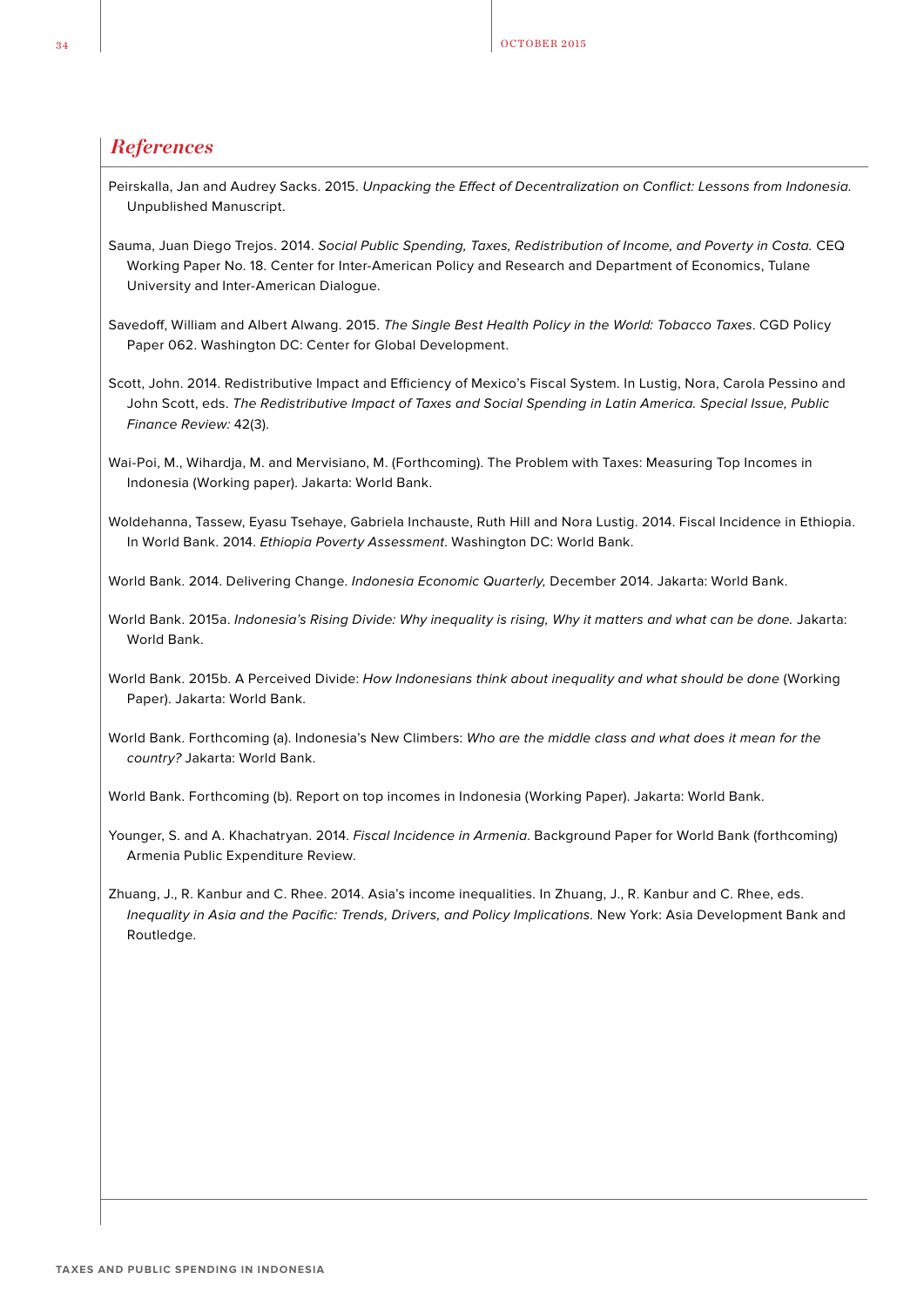## *References*

Peirskalla, Jan and Audrey Sacks. 2015. *Unpacking the Effect of Decentralization on Conflict: Lessons from Indonesia.* Unpublished Manuscript.

Sauma, Juan Diego Trejos. 2014. *Social Public Spending, Taxes, Redistribution of Income, and Poverty in Costa.* CEQ Working Paper No. 18. Center for Inter-American Policy and Research and Department of Economics, Tulane University and Inter-American Dialogue.

Savedoff, William and Albert Alwang. 2015. *The Single Best Health Policy in the World: Tobacco Taxes*. CGD Policy Paper 062. Washington DC: Center for Global Development.

Scott, John. 2014. Redistributive Impact and Efficiency of Mexico's Fiscal System. In Lustig, Nora, Carola Pessino and John Scott, eds. *The Redistributive Impact of Taxes and Social Spending in Latin America. Special Issue, Public Finance Review:* 42(3).

Wai-Poi, M., Wihardja, M. and Mervisiano, M. (Forthcoming). The Problem with Taxes: Measuring Top Incomes in Indonesia (Working paper). Jakarta: World Bank.

Woldehanna, Tassew, Eyasu Tsehaye, Gabriela Inchauste, Ruth Hill and Nora Lustig. 2014. Fiscal Incidence in Ethiopia. In World Bank. 2014. *Ethiopia Poverty Assessment*. Washington DC: World Bank.

World Bank. 2014. Delivering Change. *Indonesia Economic Quarterly,* December 2014. Jakarta: World Bank.

World Bank. 2015a. *Indonesia's Rising Divide: Why inequality is rising, Why it matters and what can be done.* Jakarta: World Bank.

World Bank. 2015b. A Perceived Divide: *How Indonesians think about inequality and what should be done* (Working Paper). Jakarta: World Bank.

World Bank. Forthcoming (a). Indonesia's New Climbers: *Who are the middle class and what does it mean for the country?* Jakarta: World Bank.

World Bank. Forthcoming (b). Report on top incomes in Indonesia (Working Paper). Jakarta: World Bank.

Younger, S. and A. Khachatryan. 2014. *Fiscal Incidence in Armenia*. Background Paper for World Bank (forthcoming) Armenia Public Expenditure Review.

Zhuang, J., R. Kanbur and C. Rhee. 2014. Asia's income inequalities. In Zhuang, J., R. Kanbur and C. Rhee, eds. *Inequality in Asia and the Pacific: Trends, Drivers, and Policy Implications.* New York: Asia Development Bank and Routledge.